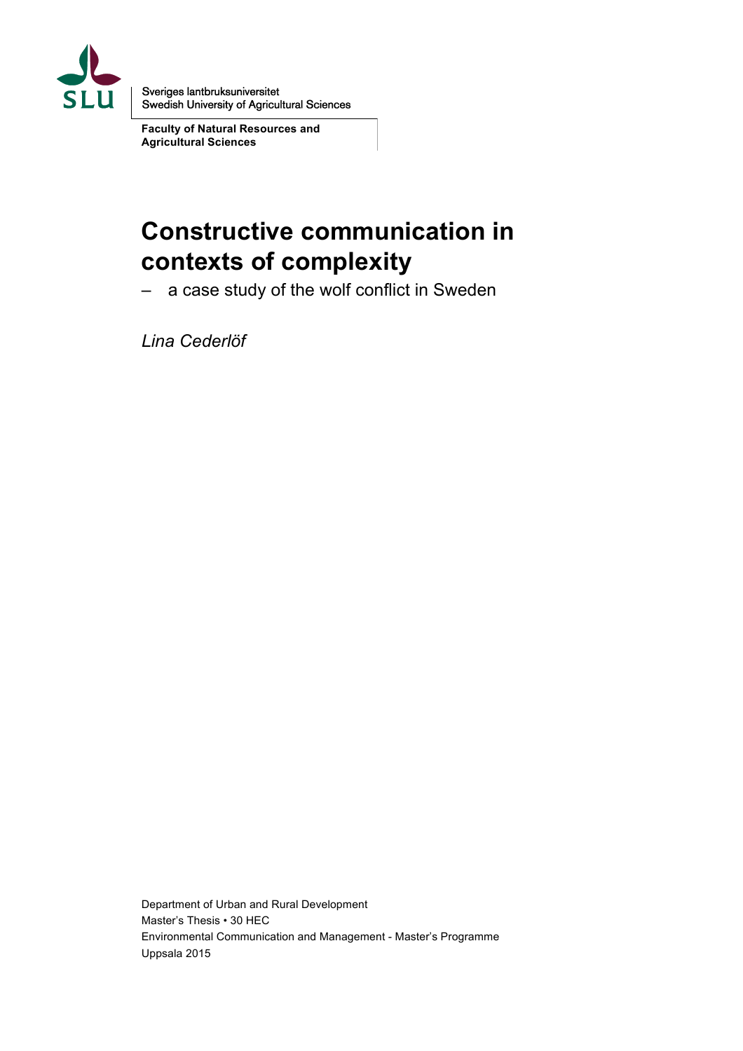Sveriges lantbruksuniversitet
Swedish University of Agricultural Sciences

**Faculty of Natural Resources and Agricultural Sciences**

# Constructive communication in contexts of complexity

– a case study of the wolf conflict in Sweden

*Lina Cederlöf*

Department of Urban and Rural Development
Master's Thesis • 30 HEC
Environmental Communication and Management - Master's Programme
Uppsala 2015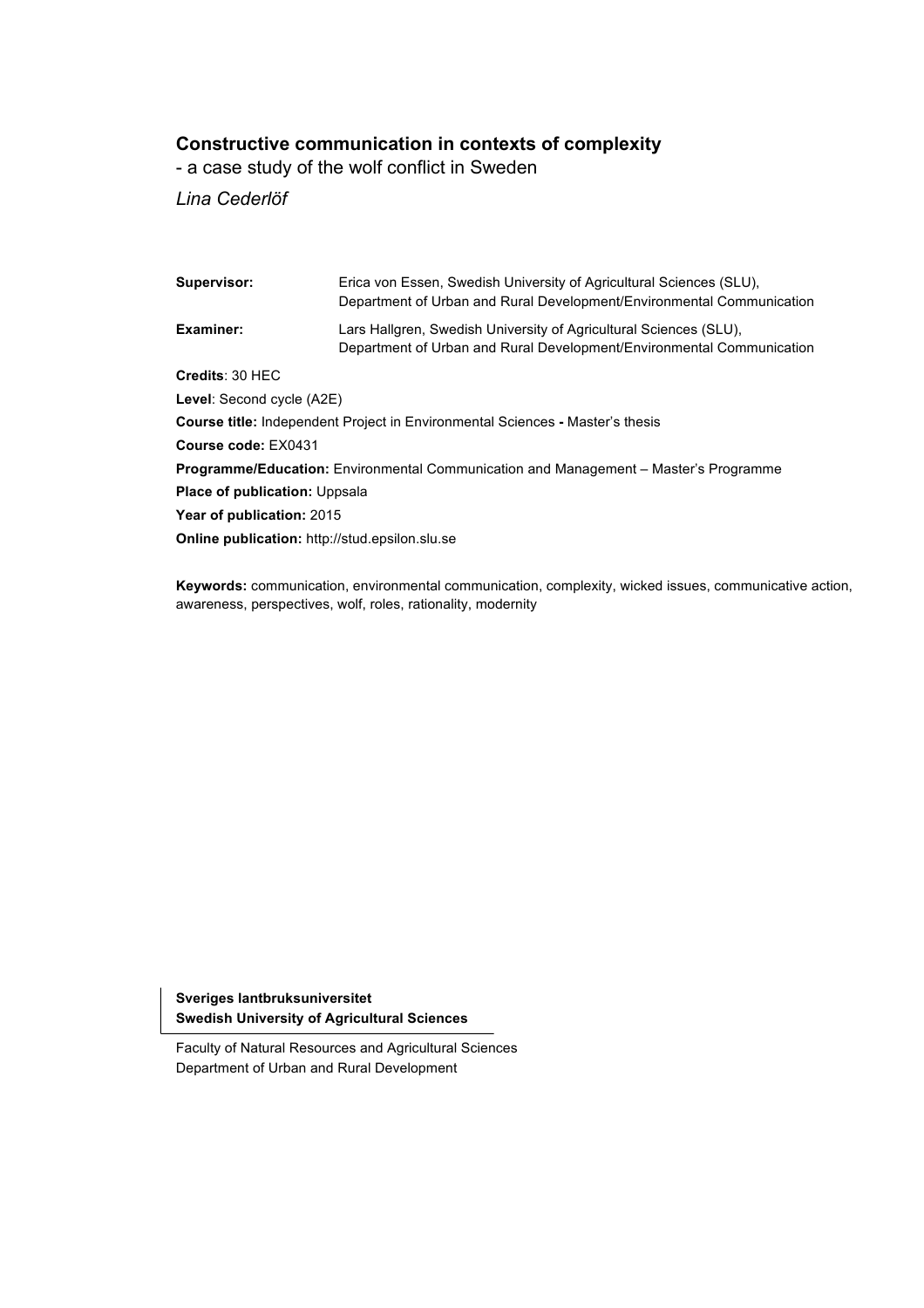**Constructive communication in contexts of complexity**

- a case study of the wolf conflict in Sweden

*Lina Cederlöf*

| | |
|---|---|
| **Supervisor:** | Erica von Essen, Swedish University of Agricultural Sciences (SLU), Department of Urban and Rural Development/Environmental Communication |
| **Examiner:** | Lars Hallgren, Swedish University of Agricultural Sciences (SLU), Department of Urban and Rural Development/Environmental Communication |

**Credits**: 30 HEC

**Level**: Second cycle (A2E)

**Course title:** Independent Project in Environmental Sciences **-** Master's thesis

**Course code:** EX0431

**Programme/Education:** Environmental Communication and Management – Master's Programme

**Place of publication:** Uppsala

**Year of publication:** 2015

**Online publication:** http://stud.epsilon.slu.se

**Keywords:** communication, environmental communication, complexity, wicked issues, communicative action, awareness, perspectives, wolf, roles, rationality, modernity

**Sveriges lantbruksuniversitet**
**Swedish University of Agricultural Sciences**

Faculty of Natural Resources and Agricultural Sciences
Department of Urban and Rural Development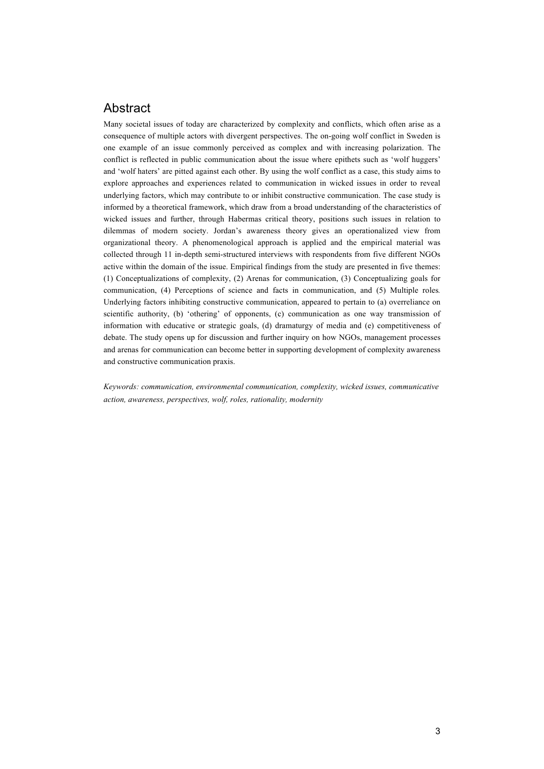## Abstract

Many societal issues of today are characterized by complexity and conflicts, which often arise as a consequence of multiple actors with divergent perspectives. The on-going wolf conflict in Sweden is one example of an issue commonly perceived as complex and with increasing polarization. The conflict is reflected in public communication about the issue where epithets such as 'wolf huggers' and 'wolf haters' are pitted against each other. By using the wolf conflict as a case, this study aims to explore approaches and experiences related to communication in wicked issues in order to reveal underlying factors, which may contribute to or inhibit constructive communication. The case study is informed by a theoretical framework, which draw from a broad understanding of the characteristics of wicked issues and further, through Habermas critical theory, positions such issues in relation to dilemmas of modern society. Jordan's awareness theory gives an operationalized view from organizational theory. A phenomenological approach is applied and the empirical material was collected through 11 in-depth semi-structured interviews with respondents from five different NGOs active within the domain of the issue. Empirical findings from the study are presented in five themes: (1) Conceptualizations of complexity, (2) Arenas for communication, (3) Conceptualizing goals for communication, (4) Perceptions of science and facts in communication, and (5) Multiple roles*.* Underlying factors inhibiting constructive communication, appeared to pertain to (a) overreliance on scientific authority, (b) 'othering' of opponents, (c) communication as one way transmission of information with educative or strategic goals, (d) dramaturgy of media and (e) competitiveness of debate. The study opens up for discussion and further inquiry on how NGOs, management processes and arenas for communication can become better in supporting development of complexity awareness and constructive communication praxis.

*Keywords: communication, environmental communication, complexity, wicked issues, communicative action, awareness, perspectives, wolf, roles, rationality, modernity*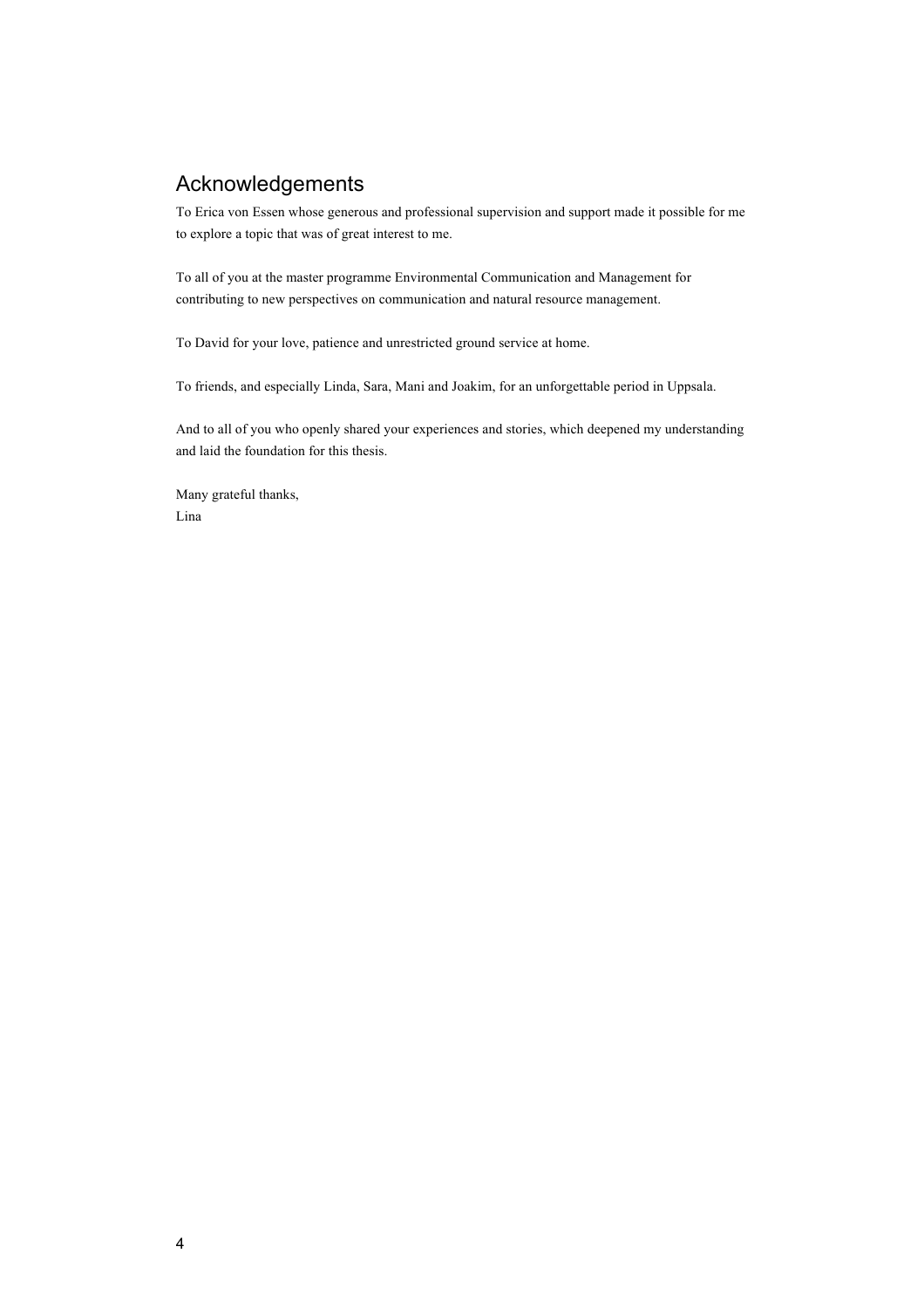## Acknowledgements

To Erica von Essen whose generous and professional supervision and support made it possible for me to explore a topic that was of great interest to me.

To all of you at the master programme Environmental Communication and Management for contributing to new perspectives on communication and natural resource management.

To David for your love, patience and unrestricted ground service at home.

To friends, and especially Linda, Sara, Mani and Joakim, for an unforgettable period in Uppsala.

And to all of you who openly shared your experiences and stories, which deepened my understanding and laid the foundation for this thesis.

Many grateful thanks,
Lina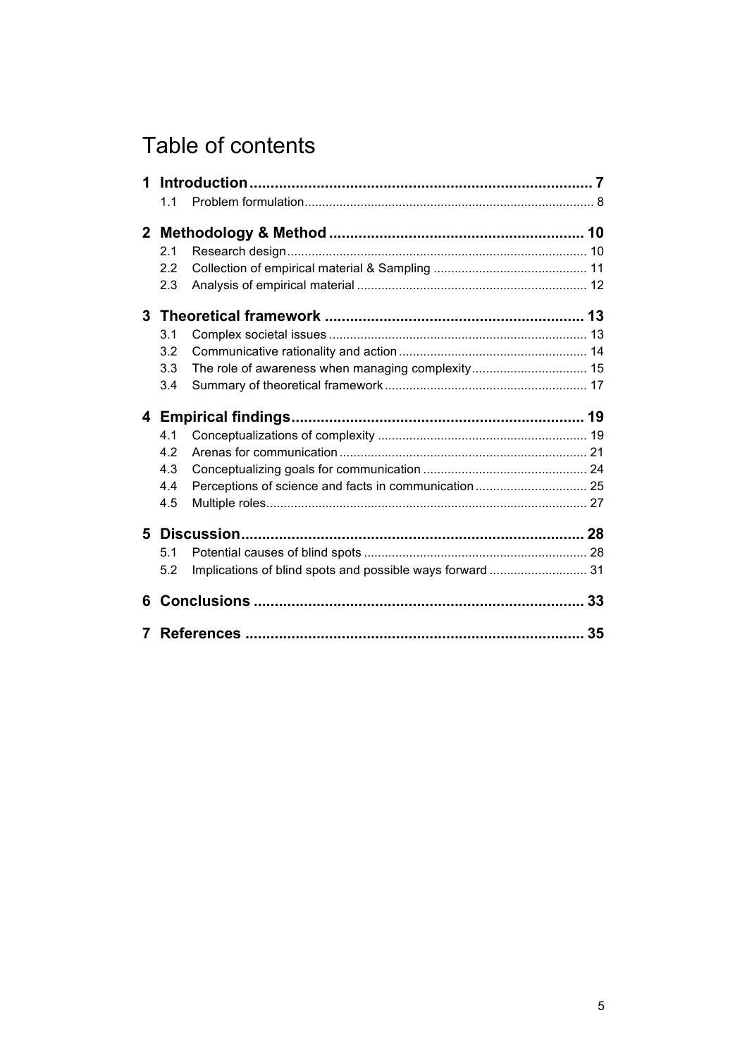# Table of contents

**1 Introduction** .......... **7**

- 1.1 Problem formulation .......... 8

**2 Methodology & Method** .......... **10**

- 2.1 Research design .......... 10
- 2.2 Collection of empirical material & Sampling .......... 11
- 2.3 Analysis of empirical material .......... 12

**3 Theoretical framework** .......... **13**

- 3.1 Complex societal issues .......... 13
- 3.2 Communicative rationality and action .......... 14
- 3.3 The role of awareness when managing complexity .......... 15
- 3.4 Summary of theoretical framework .......... 17

**4 Empirical findings** .......... **19**

- 4.1 Conceptualizations of complexity .......... 19
- 4.2 Arenas for communication .......... 21
- 4.3 Conceptualizing goals for communication .......... 24
- 4.4 Perceptions of science and facts in communication .......... 25
- 4.5 Multiple roles .......... 27

**5 Discussion** .......... **28**

- 5.1 Potential causes of blind spots .......... 28
- 5.2 Implications of blind spots and possible ways forward .......... 31

**6 Conclusions** .......... **33**

**7 References** .......... **35**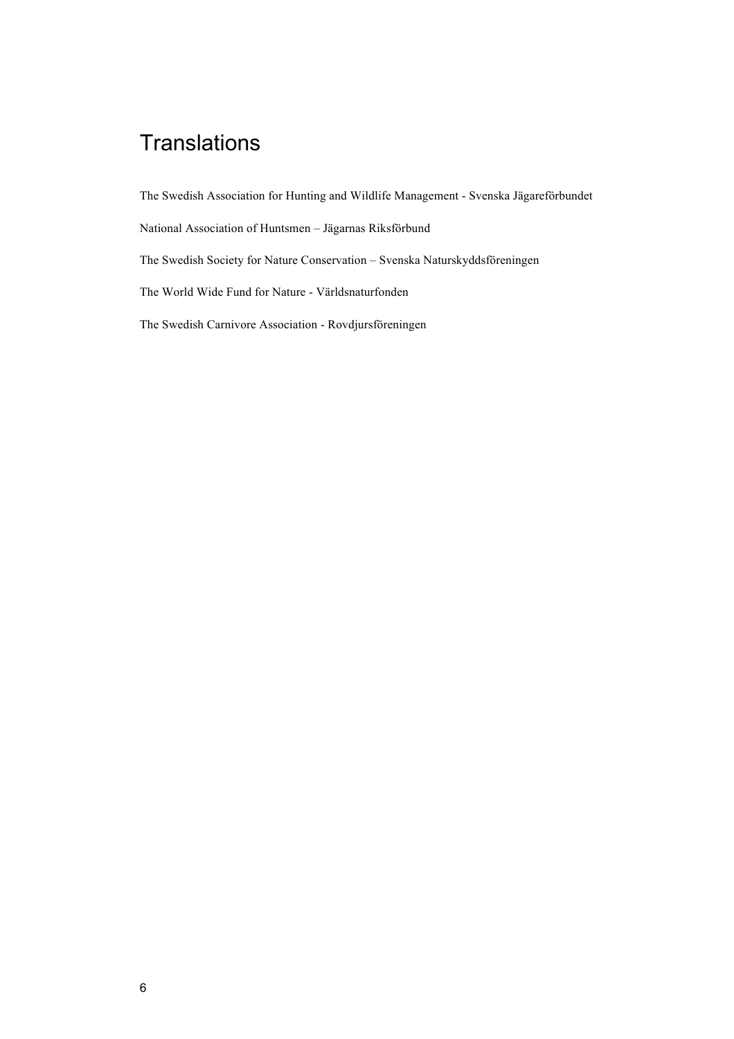# Translations

The Swedish Association for Hunting and Wildlife Management - Svenska Jägareförbundet

National Association of Huntsmen – Jägarnas Riksförbund

The Swedish Society for Nature Conservation – Svenska Naturskyddsföreningen

The World Wide Fund for Nature - Världsnaturfonden

The Swedish Carnivore Association - Rovdjursföreningen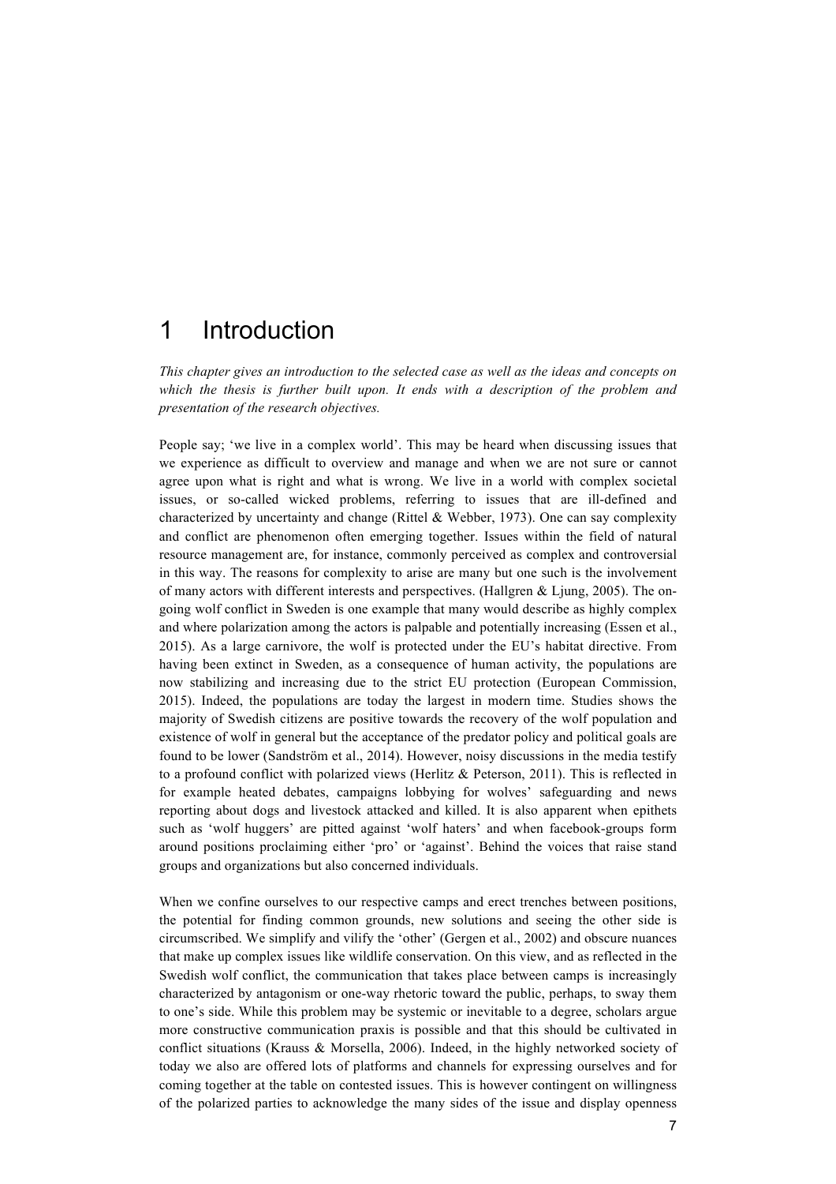# 1 Introduction

*This chapter gives an introduction to the selected case as well as the ideas and concepts on which the thesis is further built upon. It ends with a description of the problem and presentation of the research objectives.*

People say; 'we live in a complex world'. This may be heard when discussing issues that we experience as difficult to overview and manage and when we are not sure or cannot agree upon what is right and what is wrong. We live in a world with complex societal issues, or so-called wicked problems, referring to issues that are ill-defined and characterized by uncertainty and change (Rittel & Webber, 1973). One can say complexity and conflict are phenomenon often emerging together. Issues within the field of natural resource management are, for instance, commonly perceived as complex and controversial in this way. The reasons for complexity to arise are many but one such is the involvement of many actors with different interests and perspectives. (Hallgren & Ljung, 2005). The on-going wolf conflict in Sweden is one example that many would describe as highly complex and where polarization among the actors is palpable and potentially increasing (Essen et al., 2015). As a large carnivore, the wolf is protected under the EU's habitat directive. From having been extinct in Sweden, as a consequence of human activity, the populations are now stabilizing and increasing due to the strict EU protection (European Commission, 2015). Indeed, the populations are today the largest in modern time. Studies shows the majority of Swedish citizens are positive towards the recovery of the wolf population and existence of wolf in general but the acceptance of the predator policy and political goals are found to be lower (Sandström et al., 2014). However, noisy discussions in the media testify to a profound conflict with polarized views (Herlitz & Peterson, 2011). This is reflected in for example heated debates, campaigns lobbying for wolves' safeguarding and news reporting about dogs and livestock attacked and killed. It is also apparent when epithets such as 'wolf huggers' are pitted against 'wolf haters' and when facebook-groups form around positions proclaiming either 'pro' or 'against'. Behind the voices that raise stand groups and organizations but also concerned individuals.

When we confine ourselves to our respective camps and erect trenches between positions, the potential for finding common grounds, new solutions and seeing the other side is circumscribed. We simplify and vilify the 'other' (Gergen et al., 2002) and obscure nuances that make up complex issues like wildlife conservation. On this view, and as reflected in the Swedish wolf conflict, the communication that takes place between camps is increasingly characterized by antagonism or one-way rhetoric toward the public, perhaps, to sway them to one's side. While this problem may be systemic or inevitable to a degree, scholars argue more constructive communication praxis is possible and that this should be cultivated in conflict situations (Krauss & Morsella, 2006). Indeed, in the highly networked society of today we also are offered lots of platforms and channels for expressing ourselves and for coming together at the table on contested issues. This is however contingent on willingness of the polarized parties to acknowledge the many sides of the issue and display openness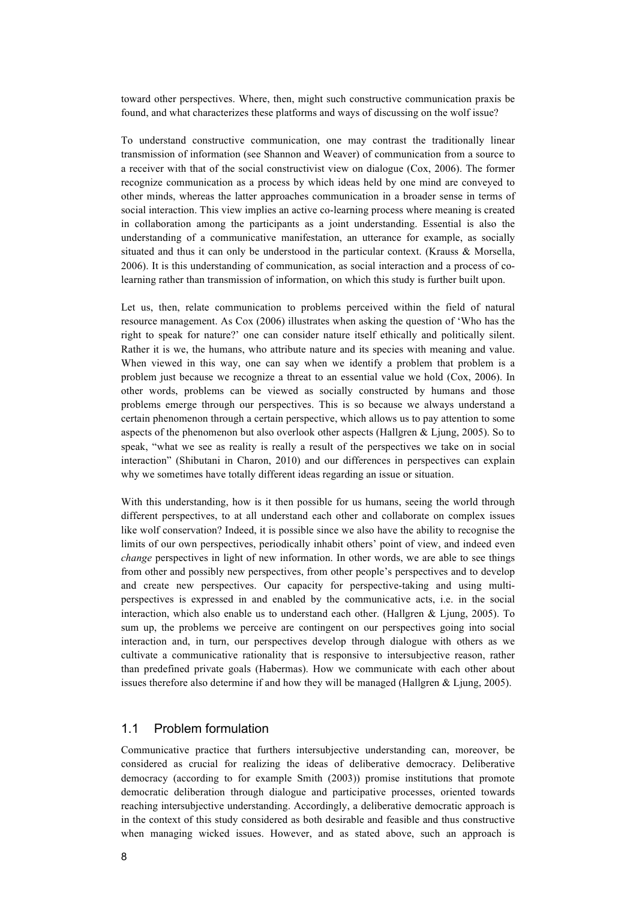toward other perspectives. Where, then, might such constructive communication praxis be found, and what characterizes these platforms and ways of discussing on the wolf issue?

To understand constructive communication, one may contrast the traditionally linear transmission of information (see Shannon and Weaver) of communication from a source to a receiver with that of the social constructivist view on dialogue (Cox, 2006). The former recognize communication as a process by which ideas held by one mind are conveyed to other minds, whereas the latter approaches communication in a broader sense in terms of social interaction. This view implies an active co-learning process where meaning is created in collaboration among the participants as a joint understanding. Essential is also the understanding of a communicative manifestation, an utterance for example, as socially situated and thus it can only be understood in the particular context. (Krauss & Morsella, 2006). It is this understanding of communication, as social interaction and a process of co-learning rather than transmission of information, on which this study is further built upon.

Let us, then, relate communication to problems perceived within the field of natural resource management. As Cox (2006) illustrates when asking the question of 'Who has the right to speak for nature?' one can consider nature itself ethically and politically silent. Rather it is we, the humans, who attribute nature and its species with meaning and value. When viewed in this way, one can say when we identify a problem that problem is a problem just because we recognize a threat to an essential value we hold (Cox, 2006). In other words, problems can be viewed as socially constructed by humans and those problems emerge through our perspectives. This is so because we always understand a certain phenomenon through a certain perspective, which allows us to pay attention to some aspects of the phenomenon but also overlook other aspects (Hallgren & Ljung, 2005). So to speak, "what we see as reality is really a result of the perspectives we take on in social interaction" (Shibutani in Charon, 2010) and our differences in perspectives can explain why we sometimes have totally different ideas regarding an issue or situation.

With this understanding, how is it then possible for us humans, seeing the world through different perspectives, to at all understand each other and collaborate on complex issues like wolf conservation? Indeed, it is possible since we also have the ability to recognise the limits of our own perspectives, periodically inhabit others' point of view, and indeed even *change* perspectives in light of new information. In other words, we are able to see things from other and possibly new perspectives, from other people's perspectives and to develop and create new perspectives. Our capacity for perspective-taking and using multi-perspectives is expressed in and enabled by the communicative acts, i.e. in the social interaction, which also enable us to understand each other. (Hallgren & Ljung, 2005). To sum up, the problems we perceive are contingent on our perspectives going into social interaction and, in turn, our perspectives develop through dialogue with others as we cultivate a communicative rationality that is responsive to intersubjective reason, rather than predefined private goals (Habermas). How we communicate with each other about issues therefore also determine if and how they will be managed (Hallgren & Ljung, 2005).

## 1.1 Problem formulation

Communicative practice that furthers intersubjective understanding can, moreover, be considered as crucial for realizing the ideas of deliberative democracy. Deliberative democracy (according to for example Smith (2003)) promise institutions that promote democratic deliberation through dialogue and participative processes, oriented towards reaching intersubjective understanding. Accordingly, a deliberative democratic approach is in the context of this study considered as both desirable and feasible and thus constructive when managing wicked issues. However, and as stated above, such an approach is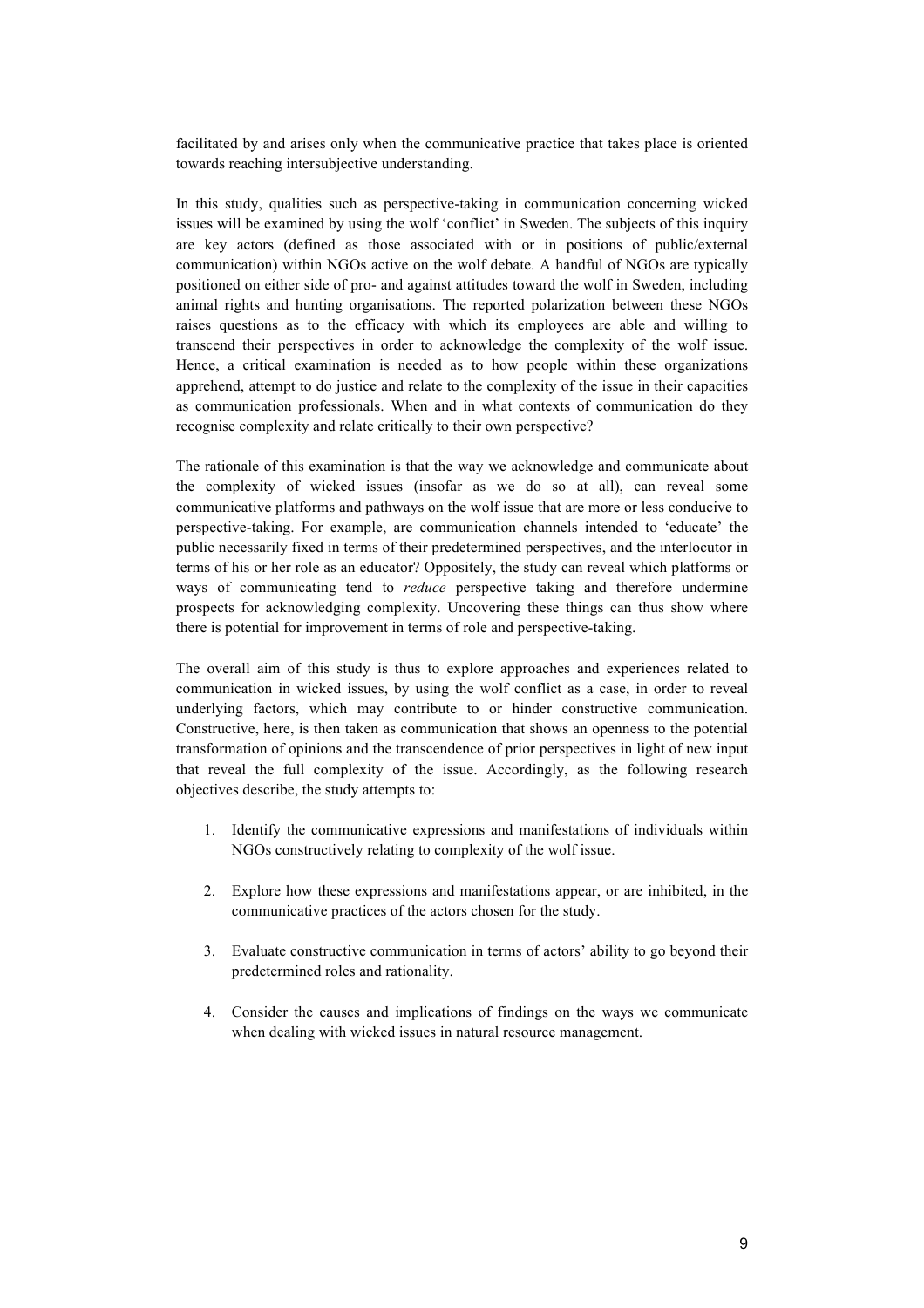facilitated by and arises only when the communicative practice that takes place is oriented towards reaching intersubjective understanding.

In this study, qualities such as perspective-taking in communication concerning wicked issues will be examined by using the wolf 'conflict' in Sweden. The subjects of this inquiry are key actors (defined as those associated with or in positions of public/external communication) within NGOs active on the wolf debate. A handful of NGOs are typically positioned on either side of pro- and against attitudes toward the wolf in Sweden, including animal rights and hunting organisations. The reported polarization between these NGOs raises questions as to the efficacy with which its employees are able and willing to transcend their perspectives in order to acknowledge the complexity of the wolf issue. Hence, a critical examination is needed as to how people within these organizations apprehend, attempt to do justice and relate to the complexity of the issue in their capacities as communication professionals. When and in what contexts of communication do they recognise complexity and relate critically to their own perspective?

The rationale of this examination is that the way we acknowledge and communicate about the complexity of wicked issues (insofar as we do so at all), can reveal some communicative platforms and pathways on the wolf issue that are more or less conducive to perspective-taking. For example, are communication channels intended to 'educate' the public necessarily fixed in terms of their predetermined perspectives, and the interlocutor in terms of his or her role as an educator? Oppositely, the study can reveal which platforms or ways of communicating tend to *reduce* perspective taking and therefore undermine prospects for acknowledging complexity. Uncovering these things can thus show where there is potential for improvement in terms of role and perspective-taking.

The overall aim of this study is thus to explore approaches and experiences related to communication in wicked issues, by using the wolf conflict as a case, in order to reveal underlying factors, which may contribute to or hinder constructive communication. Constructive, here, is then taken as communication that shows an openness to the potential transformation of opinions and the transcendence of prior perspectives in light of new input that reveal the full complexity of the issue. Accordingly, as the following research objectives describe, the study attempts to:

1. Identify the communicative expressions and manifestations of individuals within NGOs constructively relating to complexity of the wolf issue.

2. Explore how these expressions and manifestations appear, or are inhibited, in the communicative practices of the actors chosen for the study.

3. Evaluate constructive communication in terms of actors' ability to go beyond their predetermined roles and rationality.

4. Consider the causes and implications of findings on the ways we communicate when dealing with wicked issues in natural resource management.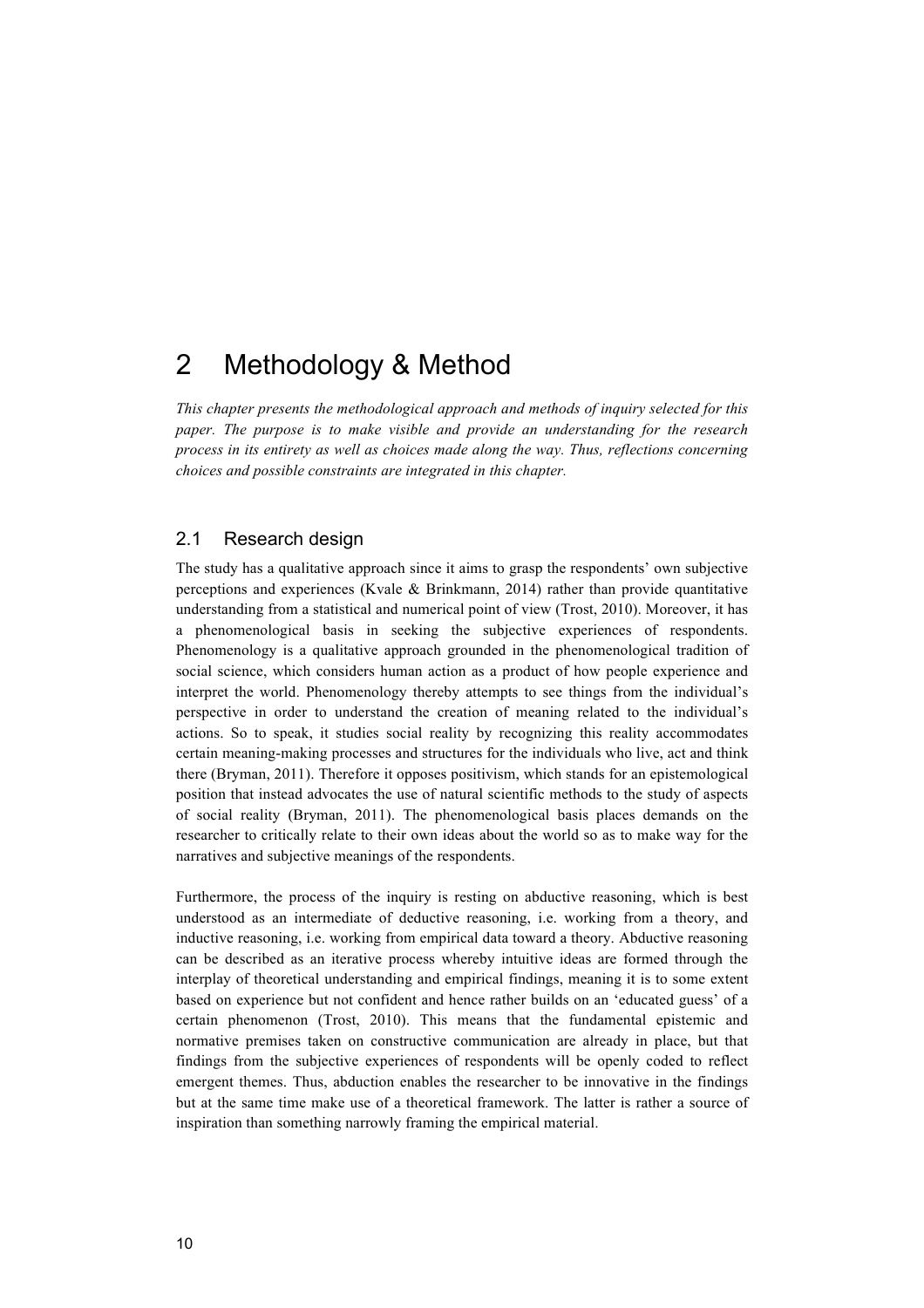# 2 Methodology & Method

*This chapter presents the methodological approach and methods of inquiry selected for this paper. The purpose is to make visible and provide an understanding for the research process in its entirety as well as choices made along the way. Thus, reflections concerning choices and possible constraints are integrated in this chapter.*

## 2.1 Research design

The study has a qualitative approach since it aims to grasp the respondents' own subjective perceptions and experiences (Kvale & Brinkmann, 2014) rather than provide quantitative understanding from a statistical and numerical point of view (Trost, 2010). Moreover, it has a phenomenological basis in seeking the subjective experiences of respondents. Phenomenology is a qualitative approach grounded in the phenomenological tradition of social science, which considers human action as a product of how people experience and interpret the world. Phenomenology thereby attempts to see things from the individual's perspective in order to understand the creation of meaning related to the individual's actions. So to speak, it studies social reality by recognizing this reality accommodates certain meaning-making processes and structures for the individuals who live, act and think there (Bryman, 2011). Therefore it opposes positivism, which stands for an epistemological position that instead advocates the use of natural scientific methods to the study of aspects of social reality (Bryman, 2011). The phenomenological basis places demands on the researcher to critically relate to their own ideas about the world so as to make way for the narratives and subjective meanings of the respondents.

Furthermore, the process of the inquiry is resting on abductive reasoning, which is best understood as an intermediate of deductive reasoning, i.e. working from a theory, and inductive reasoning, i.e. working from empirical data toward a theory. Abductive reasoning can be described as an iterative process whereby intuitive ideas are formed through the interplay of theoretical understanding and empirical findings, meaning it is to some extent based on experience but not confident and hence rather builds on an 'educated guess' of a certain phenomenon (Trost, 2010). This means that the fundamental epistemic and normative premises taken on constructive communication are already in place, but that findings from the subjective experiences of respondents will be openly coded to reflect emergent themes. Thus, abduction enables the researcher to be innovative in the findings but at the same time make use of a theoretical framework. The latter is rather a source of inspiration than something narrowly framing the empirical material.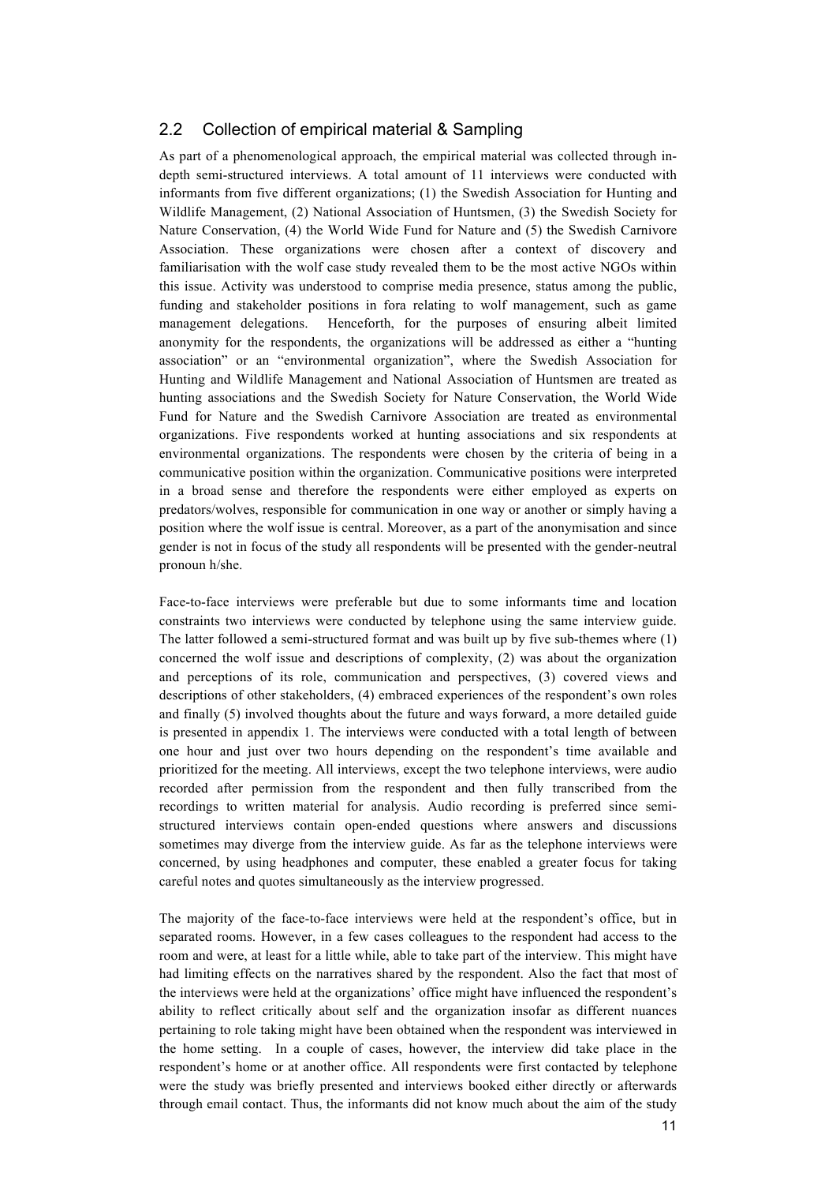## 2.2 Collection of empirical material & Sampling

As part of a phenomenological approach, the empirical material was collected through in-depth semi-structured interviews. A total amount of 11 interviews were conducted with informants from five different organizations; (1) the Swedish Association for Hunting and Wildlife Management, (2) National Association of Huntsmen, (3) the Swedish Society for Nature Conservation, (4) the World Wide Fund for Nature and (5) the Swedish Carnivore Association. These organizations were chosen after a context of discovery and familiarisation with the wolf case study revealed them to be the most active NGOs within this issue. Activity was understood to comprise media presence, status among the public, funding and stakeholder positions in fora relating to wolf management, such as game management delegations. Henceforth, for the purposes of ensuring albeit limited anonymity for the respondents, the organizations will be addressed as either a "hunting association" or an "environmental organization", where the Swedish Association for Hunting and Wildlife Management and National Association of Huntsmen are treated as hunting associations and the Swedish Society for Nature Conservation, the World Wide Fund for Nature and the Swedish Carnivore Association are treated as environmental organizations. Five respondents worked at hunting associations and six respondents at environmental organizations. The respondents were chosen by the criteria of being in a communicative position within the organization. Communicative positions were interpreted in a broad sense and therefore the respondents were either employed as experts on predators/wolves, responsible for communication in one way or another or simply having a position where the wolf issue is central. Moreover, as a part of the anonymisation and since gender is not in focus of the study all respondents will be presented with the gender-neutral pronoun h/she.

Face-to-face interviews were preferable but due to some informants time and location constraints two interviews were conducted by telephone using the same interview guide. The latter followed a semi-structured format and was built up by five sub-themes where (1) concerned the wolf issue and descriptions of complexity, (2) was about the organization and perceptions of its role, communication and perspectives, (3) covered views and descriptions of other stakeholders, (4) embraced experiences of the respondent's own roles and finally (5) involved thoughts about the future and ways forward, a more detailed guide is presented in appendix 1. The interviews were conducted with a total length of between one hour and just over two hours depending on the respondent's time available and prioritized for the meeting. All interviews, except the two telephone interviews, were audio recorded after permission from the respondent and then fully transcribed from the recordings to written material for analysis. Audio recording is preferred since semi-structured interviews contain open-ended questions where answers and discussions sometimes may diverge from the interview guide. As far as the telephone interviews were concerned, by using headphones and computer, these enabled a greater focus for taking careful notes and quotes simultaneously as the interview progressed.

The majority of the face-to-face interviews were held at the respondent's office, but in separated rooms. However, in a few cases colleagues to the respondent had access to the room and were, at least for a little while, able to take part of the interview. This might have had limiting effects on the narratives shared by the respondent. Also the fact that most of the interviews were held at the organizations' office might have influenced the respondent's ability to reflect critically about self and the organization insofar as different nuances pertaining to role taking might have been obtained when the respondent was interviewed in the home setting. In a couple of cases, however, the interview did take place in the respondent's home or at another office. All respondents were first contacted by telephone were the study was briefly presented and interviews booked either directly or afterwards through email contact. Thus, the informants did not know much about the aim of the study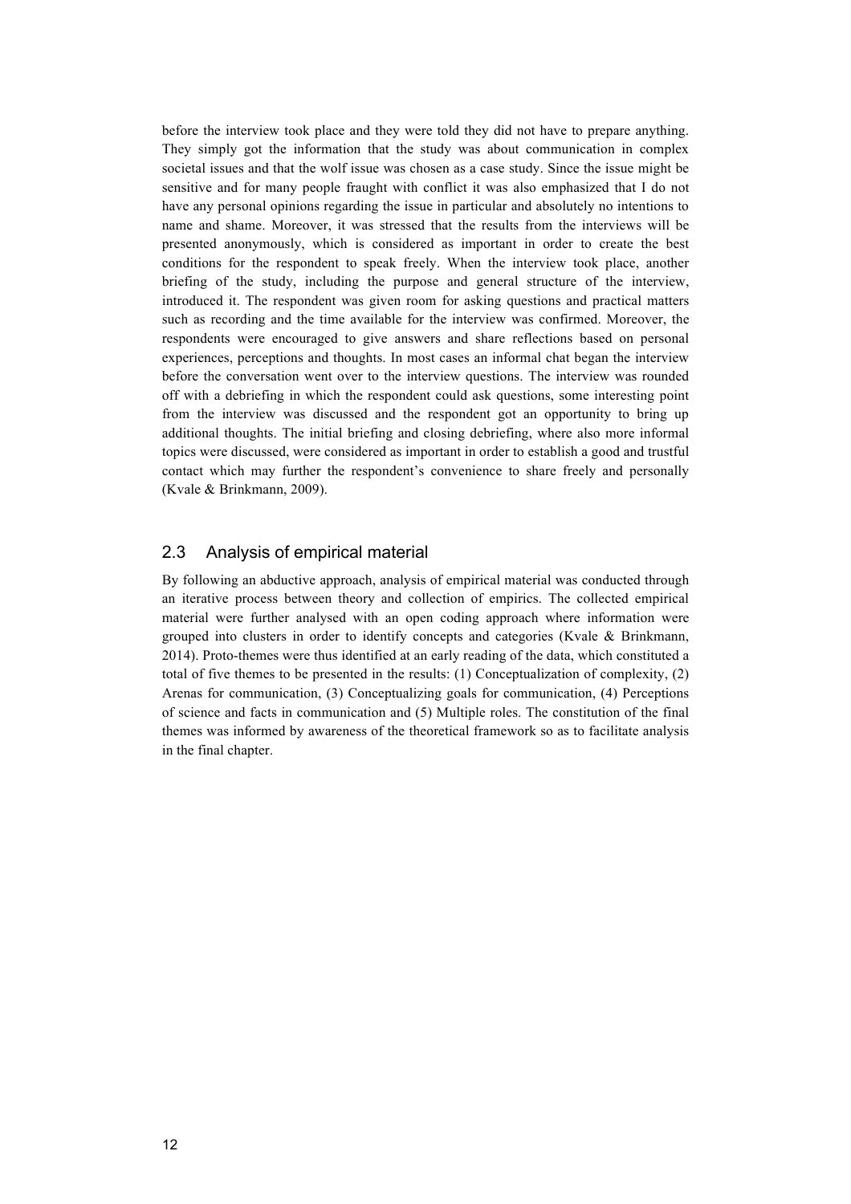before the interview took place and they were told they did not have to prepare anything. They simply got the information that the study was about communication in complex societal issues and that the wolf issue was chosen as a case study. Since the issue might be sensitive and for many people fraught with conflict it was also emphasized that I do not have any personal opinions regarding the issue in particular and absolutely no intentions to name and shame. Moreover, it was stressed that the results from the interviews will be presented anonymously, which is considered as important in order to create the best conditions for the respondent to speak freely. When the interview took place, another briefing of the study, including the purpose and general structure of the interview, introduced it. The respondent was given room for asking questions and practical matters such as recording and the time available for the interview was confirmed. Moreover, the respondents were encouraged to give answers and share reflections based on personal experiences, perceptions and thoughts. In most cases an informal chat began the interview before the conversation went over to the interview questions. The interview was rounded off with a debriefing in which the respondent could ask questions, some interesting point from the interview was discussed and the respondent got an opportunity to bring up additional thoughts. The initial briefing and closing debriefing, where also more informal topics were discussed, were considered as important in order to establish a good and trustful contact which may further the respondent's convenience to share freely and personally (Kvale & Brinkmann, 2009).

## 2.3 Analysis of empirical material

By following an abductive approach, analysis of empirical material was conducted through an iterative process between theory and collection of empirics. The collected empirical material were further analysed with an open coding approach where information were grouped into clusters in order to identify concepts and categories (Kvale & Brinkmann, 2014). Proto-themes were thus identified at an early reading of the data, which constituted a total of five themes to be presented in the results: (1) Conceptualization of complexity, (2) Arenas for communication, (3) Conceptualizing goals for communication, (4) Perceptions of science and facts in communication and (5) Multiple roles. The constitution of the final themes was informed by awareness of the theoretical framework so as to facilitate analysis in the final chapter.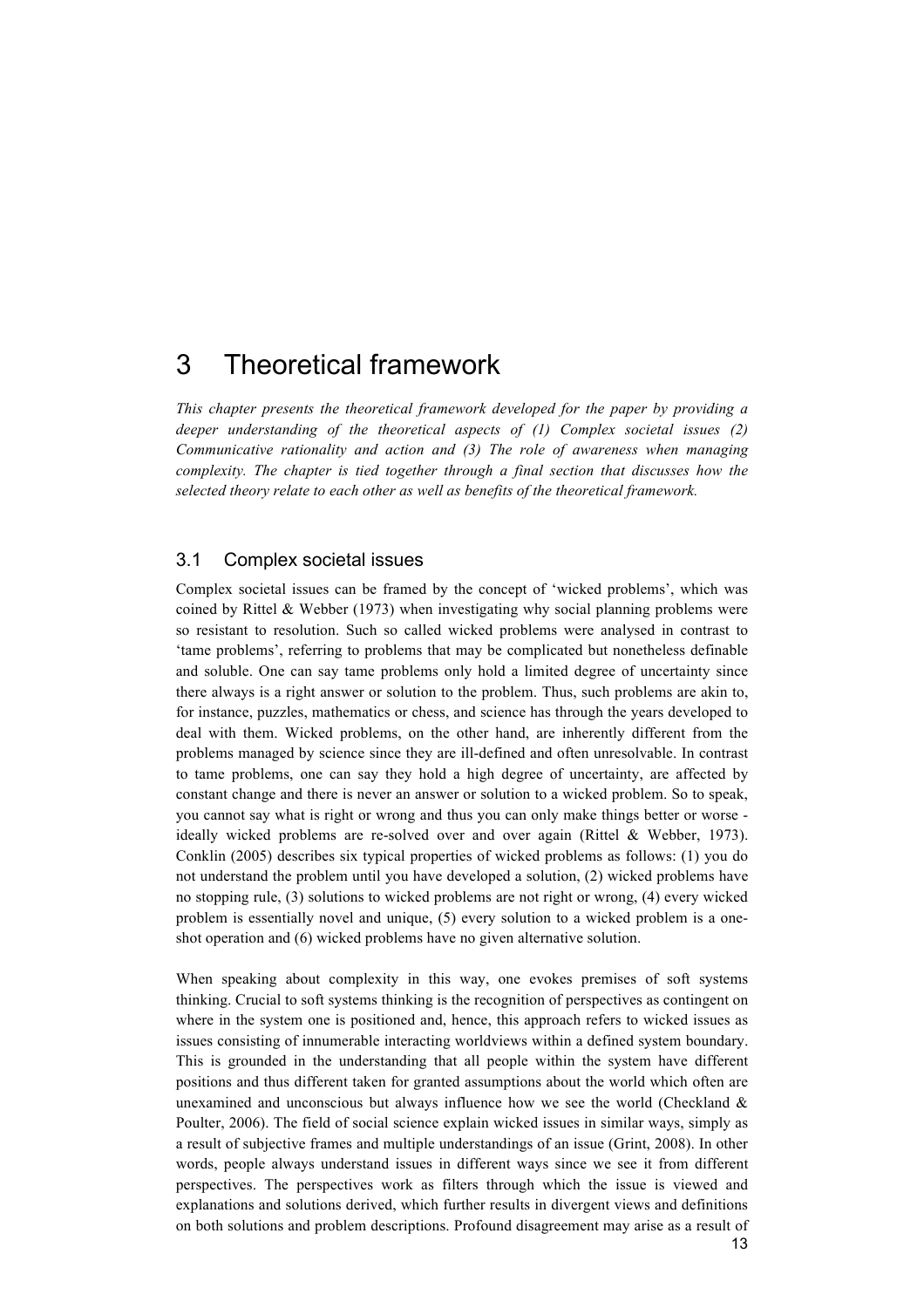# 3 Theoretical framework

*This chapter presents the theoretical framework developed for the paper by providing a deeper understanding of the theoretical aspects of (1) Complex societal issues (2) Communicative rationality and action and (3) The role of awareness when managing complexity. The chapter is tied together through a final section that discusses how the selected theory relate to each other as well as benefits of the theoretical framework.*

## 3.1 Complex societal issues

Complex societal issues can be framed by the concept of 'wicked problems', which was coined by Rittel & Webber (1973) when investigating why social planning problems were so resistant to resolution. Such so called wicked problems were analysed in contrast to 'tame problems', referring to problems that may be complicated but nonetheless definable and soluble. One can say tame problems only hold a limited degree of uncertainty since there always is a right answer or solution to the problem. Thus, such problems are akin to, for instance, puzzles, mathematics or chess, and science has through the years developed to deal with them. Wicked problems, on the other hand, are inherently different from the problems managed by science since they are ill-defined and often unresolvable. In contrast to tame problems, one can say they hold a high degree of uncertainty, are affected by constant change and there is never an answer or solution to a wicked problem. So to speak, you cannot say what is right or wrong and thus you can only make things better or worse - ideally wicked problems are re-solved over and over again (Rittel & Webber, 1973). Conklin (2005) describes six typical properties of wicked problems as follows: (1) you do not understand the problem until you have developed a solution, (2) wicked problems have no stopping rule, (3) solutions to wicked problems are not right or wrong, (4) every wicked problem is essentially novel and unique, (5) every solution to a wicked problem is a one-shot operation and (6) wicked problems have no given alternative solution.

When speaking about complexity in this way, one evokes premises of soft systems thinking. Crucial to soft systems thinking is the recognition of perspectives as contingent on where in the system one is positioned and, hence, this approach refers to wicked issues as issues consisting of innumerable interacting worldviews within a defined system boundary. This is grounded in the understanding that all people within the system have different positions and thus different taken for granted assumptions about the world which often are unexamined and unconscious but always influence how we see the world (Checkland & Poulter, 2006). The field of social science explain wicked issues in similar ways, simply as a result of subjective frames and multiple understandings of an issue (Grint, 2008). In other words, people always understand issues in different ways since we see it from different perspectives. The perspectives work as filters through which the issue is viewed and explanations and solutions derived, which further results in divergent views and definitions on both solutions and problem descriptions. Profound disagreement may arise as a result of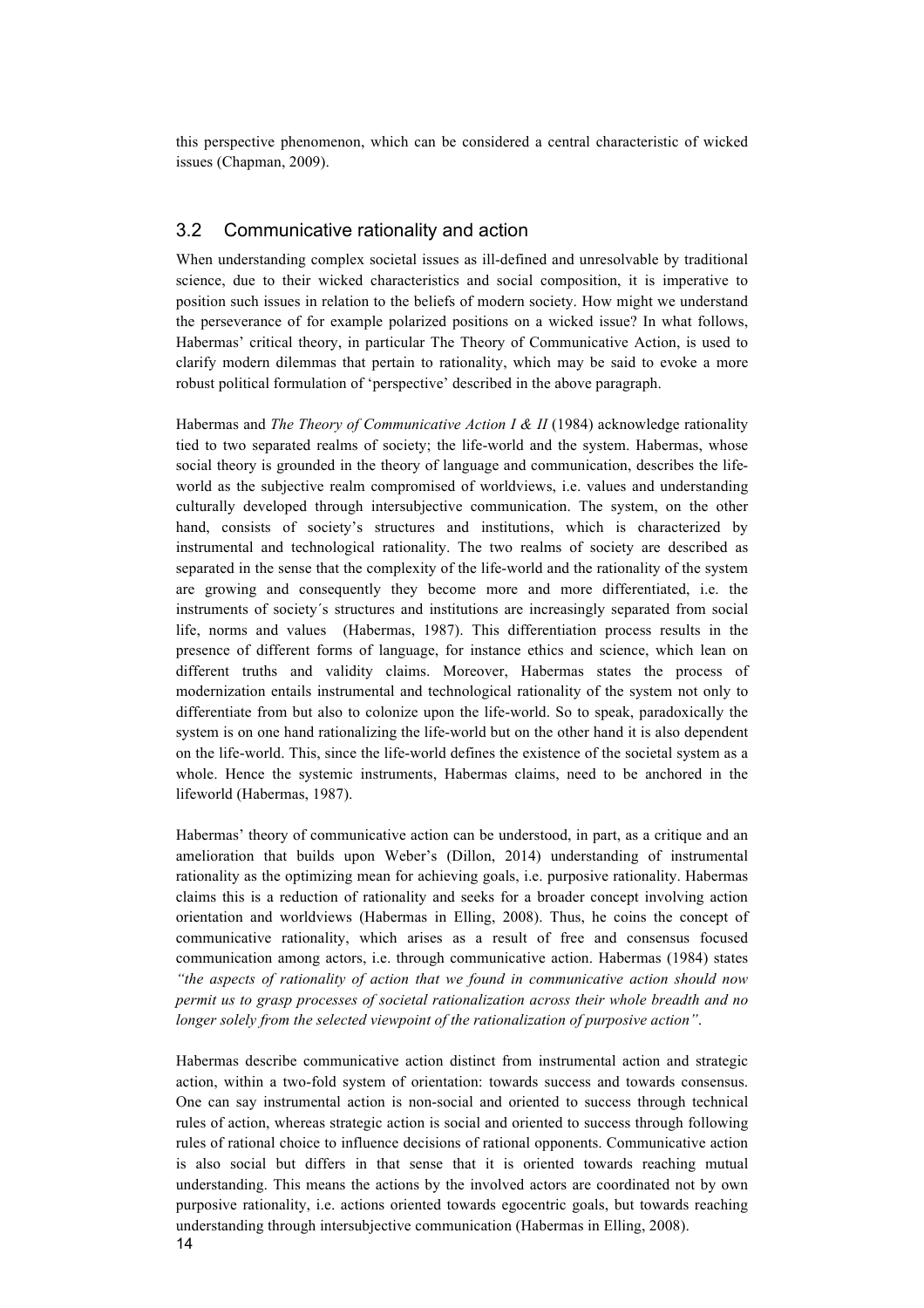this perspective phenomenon, which can be considered a central characteristic of wicked issues (Chapman, 2009).

## 3.2 Communicative rationality and action

When understanding complex societal issues as ill-defined and unresolvable by traditional science, due to their wicked characteristics and social composition, it is imperative to position such issues in relation to the beliefs of modern society. How might we understand the perseverance of for example polarized positions on a wicked issue? In what follows, Habermas' critical theory, in particular The Theory of Communicative Action, is used to clarify modern dilemmas that pertain to rationality, which may be said to evoke a more robust political formulation of 'perspective' described in the above paragraph.

Habermas and *The Theory of Communicative Action I & II* (1984) acknowledge rationality tied to two separated realms of society; the life-world and the system. Habermas, whose social theory is grounded in the theory of language and communication, describes the life-world as the subjective realm compromised of worldviews, i.e. values and understanding culturally developed through intersubjective communication. The system, on the other hand, consists of society's structures and institutions, which is characterized by instrumental and technological rationality. The two realms of society are described as separated in the sense that the complexity of the life-world and the rationality of the system are growing and consequently they become more and more differentiated, i.e. the instruments of society´s structures and institutions are increasingly separated from social life, norms and values (Habermas, 1987). This differentiation process results in the presence of different forms of language, for instance ethics and science, which lean on different truths and validity claims. Moreover, Habermas states the process of modernization entails instrumental and technological rationality of the system not only to differentiate from but also to colonize upon the life-world. So to speak, paradoxically the system is on one hand rationalizing the life-world but on the other hand it is also dependent on the life-world. This, since the life-world defines the existence of the societal system as a whole. Hence the systemic instruments, Habermas claims, need to be anchored in the lifeworld (Habermas, 1987).

Habermas' theory of communicative action can be understood, in part, as a critique and an amelioration that builds upon Weber's (Dillon, 2014) understanding of instrumental rationality as the optimizing mean for achieving goals, i.e. purposive rationality. Habermas claims this is a reduction of rationality and seeks for a broader concept involving action orientation and worldviews (Habermas in Elling, 2008). Thus, he coins the concept of communicative rationality, which arises as a result of free and consensus focused communication among actors, i.e. through communicative action. Habermas (1984) states *"the aspects of rationality of action that we found in communicative action should now permit us to grasp processes of societal rationalization across their whole breadth and no longer solely from the selected viewpoint of the rationalization of purposive action"*.

Habermas describe communicative action distinct from instrumental action and strategic action, within a two-fold system of orientation: towards success and towards consensus. One can say instrumental action is non-social and oriented to success through technical rules of action, whereas strategic action is social and oriented to success through following rules of rational choice to influence decisions of rational opponents. Communicative action is also social but differs in that sense that it is oriented towards reaching mutual understanding. This means the actions by the involved actors are coordinated not by own purposive rationality, i.e. actions oriented towards egocentric goals, but towards reaching understanding through intersubjective communication (Habermas in Elling, 2008).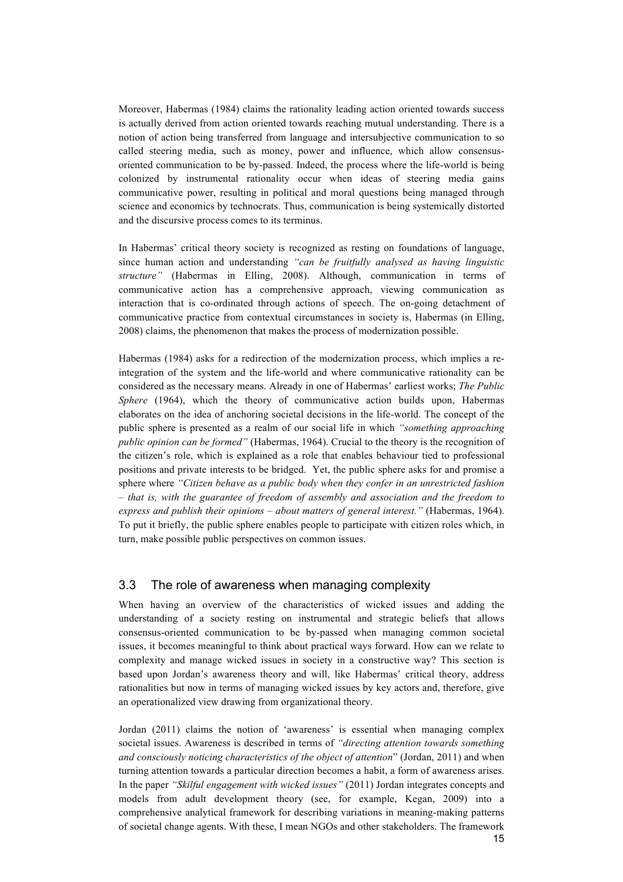Moreover, Habermas (1984) claims the rationality leading action oriented towards success is actually derived from action oriented towards reaching mutual understanding. There is a notion of action being transferred from language and intersubjective communication to so called steering media, such as money, power and influence, which allow consensus-oriented communication to be by-passed. Indeed, the process where the life-world is being colonized by instrumental rationality occur when ideas of steering media gains communicative power, resulting in political and moral questions being managed through science and economics by technocrats. Thus, communication is being systemically distorted and the discursive process comes to its terminus.

In Habermas' critical theory society is recognized as resting on foundations of language, since human action and understanding *"can be fruitfully analysed as having linguistic structure"* (Habermas in Elling, 2008). Although, communication in terms of communicative action has a comprehensive approach, viewing communication as interaction that is co-ordinated through actions of speech. The on-going detachment of communicative practice from contextual circumstances in society is, Habermas (in Elling, 2008) claims, the phenomenon that makes the process of modernization possible.

Habermas (1984) asks for a redirection of the modernization process, which implies a re-integration of the system and the life-world and where communicative rationality can be considered as the necessary means. Already in one of Habermas' earliest works; *The Public Sphere* (1964), which the theory of communicative action builds upon, Habermas elaborates on the idea of anchoring societal decisions in the life-world. The concept of the public sphere is presented as a realm of our social life in which *"something approaching public opinion can be formed"* (Habermas, 1964). Crucial to the theory is the recognition of the citizen's role, which is explained as a role that enables behaviour tied to professional positions and private interests to be bridged. Yet, the public sphere asks for and promise a sphere where *"Citizen behave as a public body when they confer in an unrestricted fashion – that is, with the guarantee of freedom of assembly and association and the freedom to express and publish their opinions – about matters of general interest."* (Habermas, 1964). To put it briefly, the public sphere enables people to participate with citizen roles which, in turn, make possible public perspectives on common issues.

## 3.3 The role of awareness when managing complexity

When having an overview of the characteristics of wicked issues and adding the understanding of a society resting on instrumental and strategic beliefs that allows consensus-oriented communication to be by-passed when managing common societal issues, it becomes meaningful to think about practical ways forward. How can we relate to complexity and manage wicked issues in society in a constructive way? This section is based upon Jordan's awareness theory and will, like Habermas' critical theory, address rationalities but now in terms of managing wicked issues by key actors and, therefore, give an operationalized view drawing from organizational theory.

Jordan (2011) claims the notion of 'awareness' is essential when managing complex societal issues. Awareness is described in terms of *"directing attention towards something and consciously noticing characteristics of the object of attention"* (Jordan, 2011) and when turning attention towards a particular direction becomes a habit, a form of awareness arises. In the paper *"Skilful engagement with wicked issues"* (2011) Jordan integrates concepts and models from adult development theory (see, for example, Kegan, 2009) into a comprehensive analytical framework for describing variations in meaning-making patterns of societal change agents. With these, I mean NGOs and other stakeholders. The framework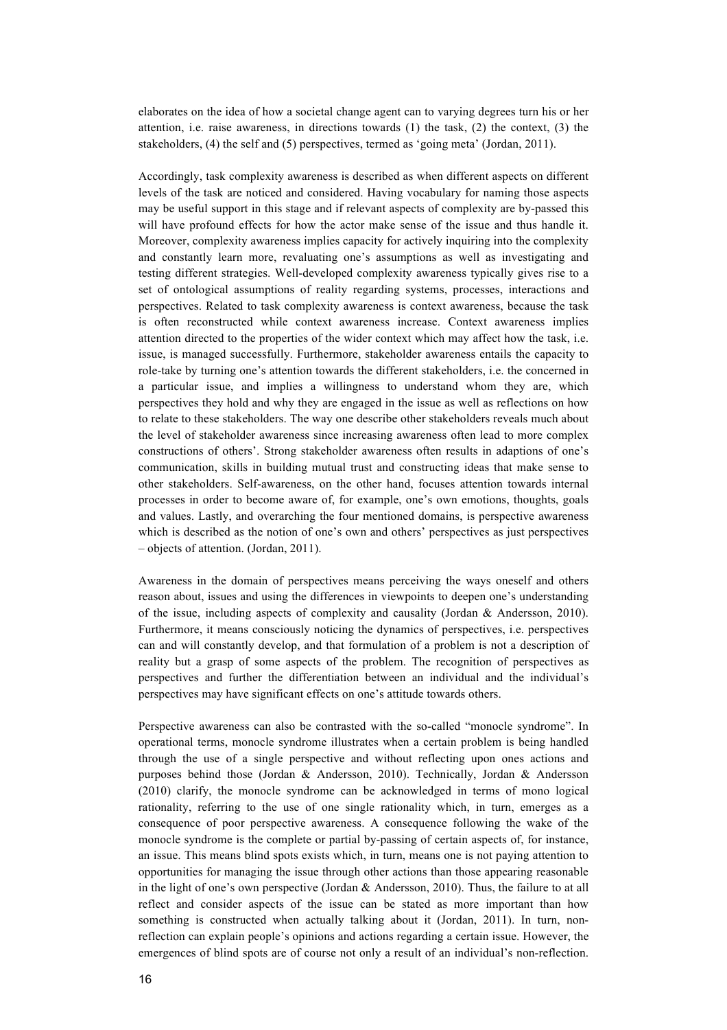elaborates on the idea of how a societal change agent can to varying degrees turn his or her attention, i.e. raise awareness, in directions towards (1) the task, (2) the context, (3) the stakeholders, (4) the self and (5) perspectives, termed as 'going meta' (Jordan, 2011).

Accordingly, task complexity awareness is described as when different aspects on different levels of the task are noticed and considered. Having vocabulary for naming those aspects may be useful support in this stage and if relevant aspects of complexity are by-passed this will have profound effects for how the actor make sense of the issue and thus handle it. Moreover, complexity awareness implies capacity for actively inquiring into the complexity and constantly learn more, revaluating one's assumptions as well as investigating and testing different strategies. Well-developed complexity awareness typically gives rise to a set of ontological assumptions of reality regarding systems, processes, interactions and perspectives. Related to task complexity awareness is context awareness, because the task is often reconstructed while context awareness increase. Context awareness implies attention directed to the properties of the wider context which may affect how the task, i.e. issue, is managed successfully. Furthermore, stakeholder awareness entails the capacity to role-take by turning one's attention towards the different stakeholders, i.e. the concerned in a particular issue, and implies a willingness to understand whom they are, which perspectives they hold and why they are engaged in the issue as well as reflections on how to relate to these stakeholders. The way one describe other stakeholders reveals much about the level of stakeholder awareness since increasing awareness often lead to more complex constructions of others'. Strong stakeholder awareness often results in adaptions of one's communication, skills in building mutual trust and constructing ideas that make sense to other stakeholders. Self-awareness, on the other hand, focuses attention towards internal processes in order to become aware of, for example, one's own emotions, thoughts, goals and values. Lastly, and overarching the four mentioned domains, is perspective awareness which is described as the notion of one's own and others' perspectives as just perspectives – objects of attention. (Jordan, 2011).

Awareness in the domain of perspectives means perceiving the ways oneself and others reason about, issues and using the differences in viewpoints to deepen one's understanding of the issue, including aspects of complexity and causality (Jordan & Andersson, 2010). Furthermore, it means consciously noticing the dynamics of perspectives, i.e. perspectives can and will constantly develop, and that formulation of a problem is not a description of reality but a grasp of some aspects of the problem. The recognition of perspectives as perspectives and further the differentiation between an individual and the individual's perspectives may have significant effects on one's attitude towards others.

Perspective awareness can also be contrasted with the so-called "monocle syndrome". In operational terms, monocle syndrome illustrates when a certain problem is being handled through the use of a single perspective and without reflecting upon ones actions and purposes behind those (Jordan & Andersson, 2010). Technically, Jordan & Andersson (2010) clarify, the monocle syndrome can be acknowledged in terms of mono logical rationality, referring to the use of one single rationality which, in turn, emerges as a consequence of poor perspective awareness. A consequence following the wake of the monocle syndrome is the complete or partial by-passing of certain aspects of, for instance, an issue. This means blind spots exists which, in turn, means one is not paying attention to opportunities for managing the issue through other actions than those appearing reasonable in the light of one's own perspective (Jordan & Andersson, 2010). Thus, the failure to at all reflect and consider aspects of the issue can be stated as more important than how something is constructed when actually talking about it (Jordan, 2011). In turn, non-reflection can explain people's opinions and actions regarding a certain issue. However, the emergences of blind spots are of course not only a result of an individual's non-reflection.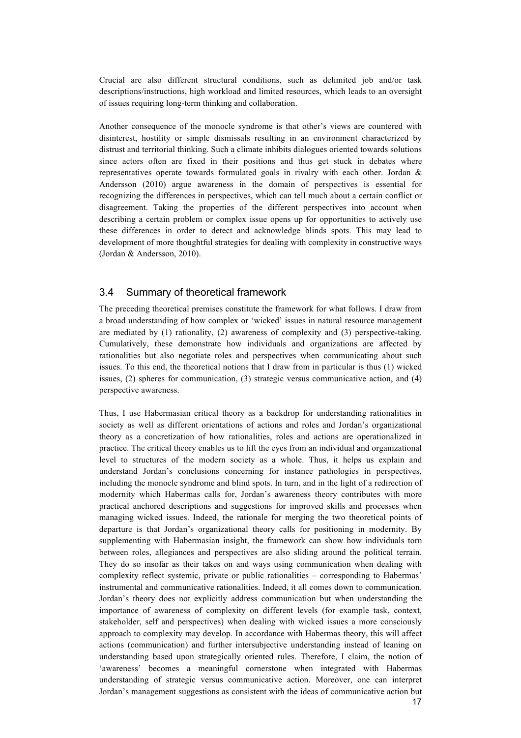Crucial are also different structural conditions, such as delimited job and/or task descriptions/instructions, high workload and limited resources, which leads to an oversight of issues requiring long-term thinking and collaboration.

Another consequence of the monocle syndrome is that other's views are countered with disinterest, hostility or simple dismissals resulting in an environment characterized by distrust and territorial thinking. Such a climate inhibits dialogues oriented towards solutions since actors often are fixed in their positions and thus get stuck in debates where representatives operate towards formulated goals in rivalry with each other. Jordan & Andersson (2010) argue awareness in the domain of perspectives is essential for recognizing the differences in perspectives, which can tell much about a certain conflict or disagreement. Taking the properties of the different perspectives into account when describing a certain problem or complex issue opens up for opportunities to actively use these differences in order to detect and acknowledge blinds spots. This may lead to development of more thoughtful strategies for dealing with complexity in constructive ways (Jordan & Andersson, 2010).

## 3.4 Summary of theoretical framework

The preceding theoretical premises constitute the framework for what follows. I draw from a broad understanding of how complex or 'wicked' issues in natural resource management are mediated by (1) rationality, (2) awareness of complexity and (3) perspective-taking. Cumulatively, these demonstrate how individuals and organizations are affected by rationalities but also negotiate roles and perspectives when communicating about such issues. To this end, the theoretical notions that I draw from in particular is thus (1) wicked issues, (2) spheres for communication, (3) strategic versus communicative action, and (4) perspective awareness.

Thus, I use Habermasian critical theory as a backdrop for understanding rationalities in society as well as different orientations of actions and roles and Jordan's organizational theory as a concretization of how rationalities, roles and actions are operationalized in practice. The critical theory enables us to lift the eyes from an individual and organizational level to structures of the modern society as a whole. Thus, it helps us explain and understand Jordan's conclusions concerning for instance pathologies in perspectives, including the monocle syndrome and blind spots. In turn, and in the light of a redirection of modernity which Habermas calls for, Jordan's awareness theory contributes with more practical anchored descriptions and suggestions for improved skills and processes when managing wicked issues. Indeed, the rationale for merging the two theoretical points of departure is that Jordan's organizational theory calls for positioning in modernity. By supplementing with Habermasian insight, the framework can show how individuals torn between roles, allegiances and perspectives are also sliding around the political terrain. They do so insofar as their takes on and ways using communication when dealing with complexity reflect systemic, private or public rationalities – corresponding to Habermas' instrumental and communicative rationalities. Indeed, it all comes down to communication. Jordan's theory does not explicitly address communication but when understanding the importance of awareness of complexity on different levels (for example task, context, stakeholder, self and perspectives) when dealing with wicked issues a more consciously approach to complexity may develop. In accordance with Habermas theory, this will affect actions (communication) and further intersubjective understanding instead of leaning on understanding based upon strategically oriented rules. Therefore, I claim, the notion of 'awareness' becomes a meaningful cornerstone when integrated with Habermas understanding of strategic versus communicative action. Moreover, one can interpret Jordan's management suggestions as consistent with the ideas of communicative action but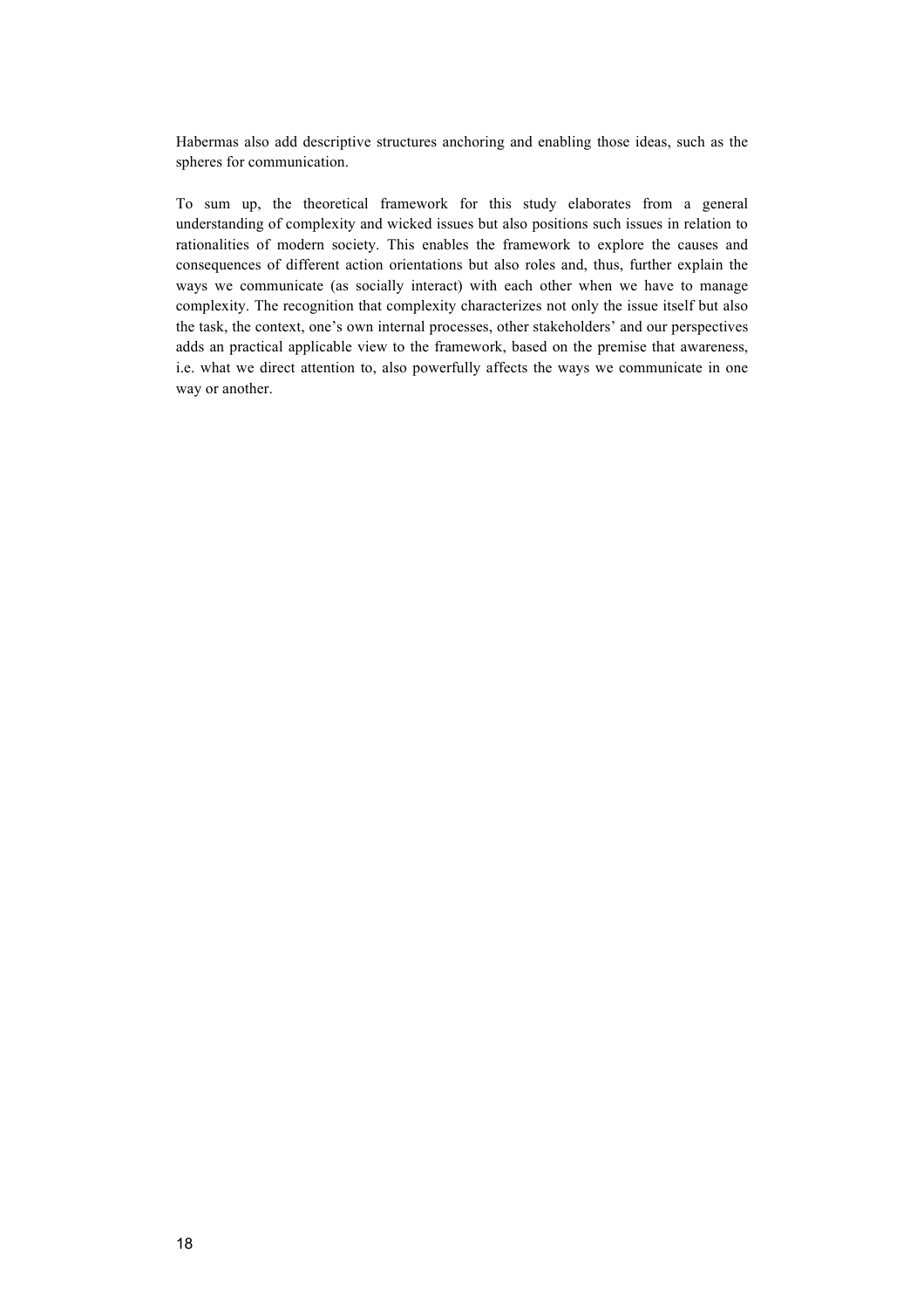Habermas also add descriptive structures anchoring and enabling those ideas, such as the spheres for communication.

To sum up, the theoretical framework for this study elaborates from a general understanding of complexity and wicked issues but also positions such issues in relation to rationalities of modern society. This enables the framework to explore the causes and consequences of different action orientations but also roles and, thus, further explain the ways we communicate (as socially interact) with each other when we have to manage complexity. The recognition that complexity characterizes not only the issue itself but also the task, the context, one's own internal processes, other stakeholders' and our perspectives adds an practical applicable view to the framework, based on the premise that awareness, i.e. what we direct attention to, also powerfully affects the ways we communicate in one way or another.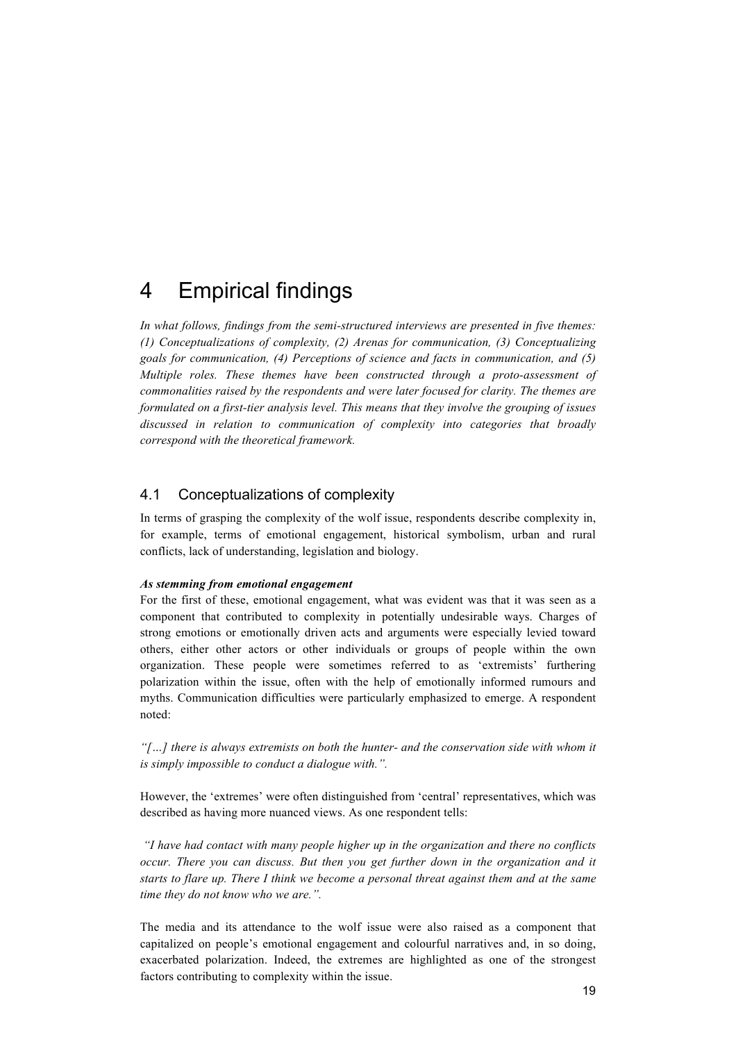# 4 Empirical findings

*In what follows, findings from the semi-structured interviews are presented in five themes: (1) Conceptualizations of complexity, (2) Arenas for communication, (3) Conceptualizing goals for communication, (4) Perceptions of science and facts in communication, and (5) Multiple roles. These themes have been constructed through a proto-assessment of commonalities raised by the respondents and were later focused for clarity. The themes are formulated on a first-tier analysis level. This means that they involve the grouping of issues discussed in relation to communication of complexity into categories that broadly correspond with the theoretical framework.*

## 4.1 Conceptualizations of complexity

In terms of grasping the complexity of the wolf issue, respondents describe complexity in, for example, terms of emotional engagement, historical symbolism, urban and rural conflicts, lack of understanding, legislation and biology.

***As stemming from emotional engagement***

For the first of these, emotional engagement, what was evident was that it was seen as a component that contributed to complexity in potentially undesirable ways. Charges of strong emotions or emotionally driven acts and arguments were especially levied toward others, either other actors or other individuals or groups of people within the own organization. These people were sometimes referred to as 'extremists' furthering polarization within the issue, often with the help of emotionally informed rumours and myths. Communication difficulties were particularly emphasized to emerge. A respondent noted:

*"[…] there is always extremists on both the hunter- and the conservation side with whom it is simply impossible to conduct a dialogue with.".*

However, the 'extremes' were often distinguished from 'central' representatives, which was described as having more nuanced views. As one respondent tells:

*"I have had contact with many people higher up in the organization and there no conflicts occur. There you can discuss. But then you get further down in the organization and it starts to flare up. There I think we become a personal threat against them and at the same time they do not know who we are.".*

The media and its attendance to the wolf issue were also raised as a component that capitalized on people's emotional engagement and colourful narratives and, in so doing, exacerbated polarization. Indeed, the extremes are highlighted as one of the strongest factors contributing to complexity within the issue.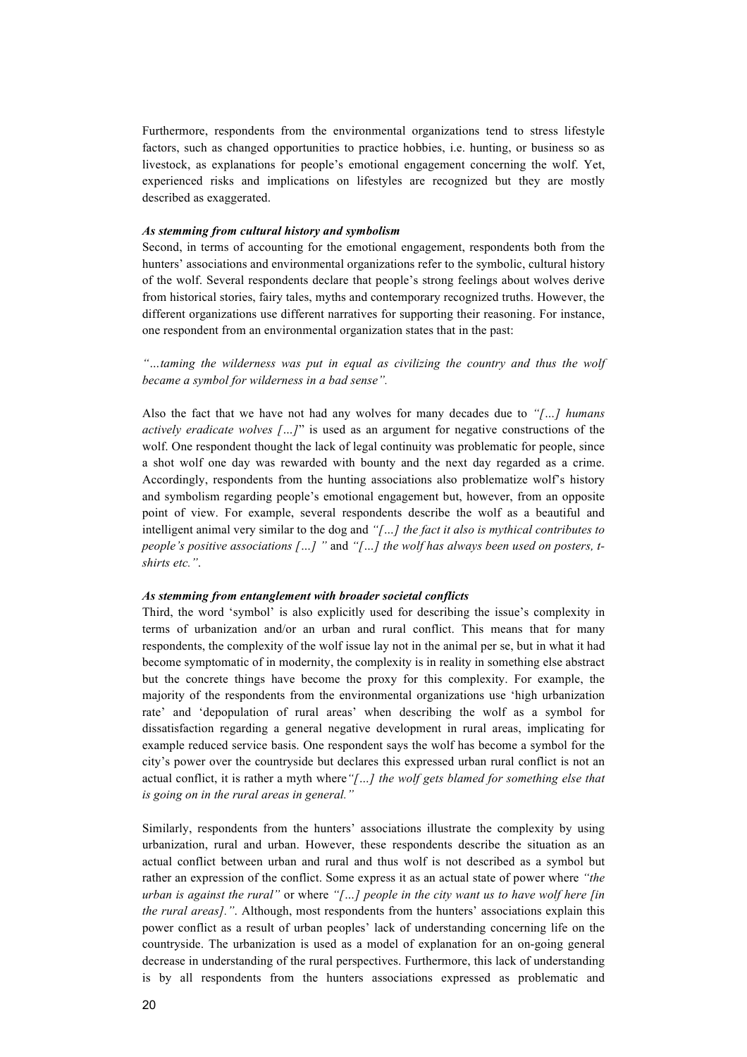Furthermore, respondents from the environmental organizations tend to stress lifestyle factors, such as changed opportunities to practice hobbies, i.e. hunting, or business so as livestock, as explanations for people's emotional engagement concerning the wolf. Yet, experienced risks and implications on lifestyles are recognized but they are mostly described as exaggerated.

***As stemming from cultural history and symbolism***

Second, in terms of accounting for the emotional engagement, respondents both from the hunters' associations and environmental organizations refer to the symbolic, cultural history of the wolf. Several respondents declare that people's strong feelings about wolves derive from historical stories, fairy tales, myths and contemporary recognized truths. However, the different organizations use different narratives for supporting their reasoning. For instance, one respondent from an environmental organization states that in the past:

*"…taming the wilderness was put in equal as civilizing the country and thus the wolf became a symbol for wilderness in a bad sense".*

Also the fact that we have not had any wolves for many decades due to *"[…] humans actively eradicate wolves […]*" is used as an argument for negative constructions of the wolf. One respondent thought the lack of legal continuity was problematic for people, since a shot wolf one day was rewarded with bounty and the next day regarded as a crime. Accordingly, respondents from the hunting associations also problematize wolf's history and symbolism regarding people's emotional engagement but, however, from an opposite point of view. For example, several respondents describe the wolf as a beautiful and intelligent animal very similar to the dog and *"[…] the fact it also is mythical contributes to people's positive associations […] "* and *"[…] the wolf has always been used on posters, t-shirts etc."*.

***As stemming from entanglement with broader societal conflicts***

Third, the word 'symbol' is also explicitly used for describing the issue's complexity in terms of urbanization and/or an urban and rural conflict. This means that for many respondents, the complexity of the wolf issue lay not in the animal per se, but in what it had become symptomatic of in modernity, the complexity is in reality in something else abstract but the concrete things have become the proxy for this complexity. For example, the majority of the respondents from the environmental organizations use 'high urbanization rate' and 'depopulation of rural areas' when describing the wolf as a symbol for dissatisfaction regarding a general negative development in rural areas, implicating for example reduced service basis. One respondent says the wolf has become a symbol for the city's power over the countryside but declares this expressed urban rural conflict is not an actual conflict, it is rather a myth where*"[…] the wolf gets blamed for something else that is going on in the rural areas in general."*

Similarly, respondents from the hunters' associations illustrate the complexity by using urbanization, rural and urban. However, these respondents describe the situation as an actual conflict between urban and rural and thus wolf is not described as a symbol but rather an expression of the conflict. Some express it as an actual state of power where *"the urban is against the rural"* or where *"[…] people in the city want us to have wolf here [in the rural areas]."*. Although, most respondents from the hunters' associations explain this power conflict as a result of urban peoples' lack of understanding concerning life on the countryside. The urbanization is used as a model of explanation for an on-going general decrease in understanding of the rural perspectives. Furthermore, this lack of understanding is by all respondents from the hunters associations expressed as problematic and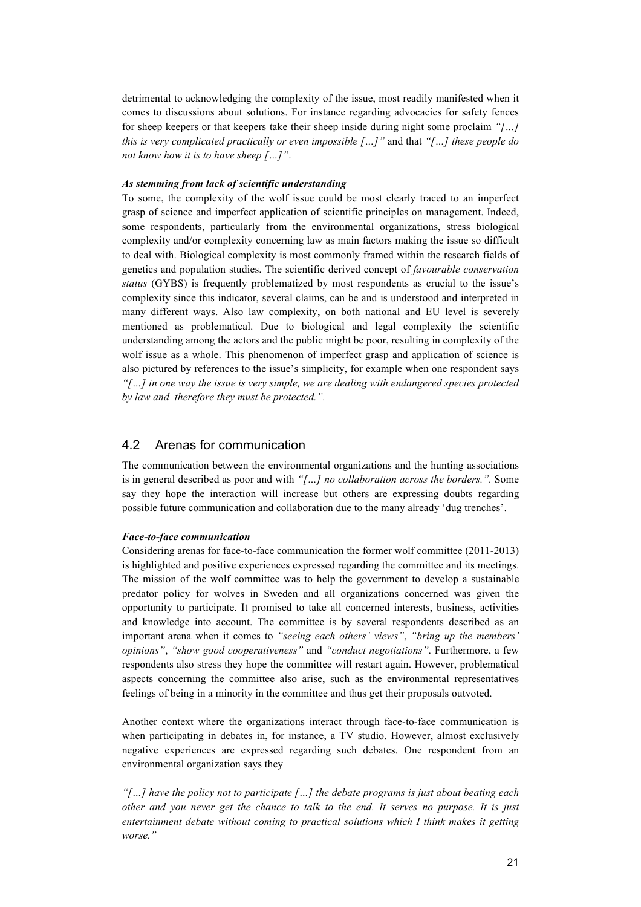detrimental to acknowledging the complexity of the issue, most readily manifested when it comes to discussions about solutions. For instance regarding advocacies for safety fences for sheep keepers or that keepers take their sheep inside during night some proclaim *"[…] this is very complicated practically or even impossible […]"* and that *"[…] these people do not know how it is to have sheep […]"*.

***As stemming from lack of scientific understanding***

To some, the complexity of the wolf issue could be most clearly traced to an imperfect grasp of science and imperfect application of scientific principles on management. Indeed, some respondents, particularly from the environmental organizations, stress biological complexity and/or complexity concerning law as main factors making the issue so difficult to deal with. Biological complexity is most commonly framed within the research fields of genetics and population studies. The scientific derived concept of *favourable conservation status* (GYBS) is frequently problematized by most respondents as crucial to the issue's complexity since this indicator, several claims, can be and is understood and interpreted in many different ways. Also law complexity, on both national and EU level is severely mentioned as problematical. Due to biological and legal complexity the scientific understanding among the actors and the public might be poor, resulting in complexity of the wolf issue as a whole. This phenomenon of imperfect grasp and application of science is also pictured by references to the issue's simplicity, for example when one respondent says *"[…] in one way the issue is very simple, we are dealing with endangered species protected by law and therefore they must be protected."*.

## 4.2 Arenas for communication

The communication between the environmental organizations and the hunting associations is in general described as poor and with *"[…] no collaboration across the borders."*. Some say they hope the interaction will increase but others are expressing doubts regarding possible future communication and collaboration due to the many already 'dug trenches'.

***Face-to-face communication***

Considering arenas for face-to-face communication the former wolf committee (2011-2013) is highlighted and positive experiences expressed regarding the committee and its meetings. The mission of the wolf committee was to help the government to develop a sustainable predator policy for wolves in Sweden and all organizations concerned was given the opportunity to participate. It promised to take all concerned interests, business, activities and knowledge into account. The committee is by several respondents described as an important arena when it comes to *"seeing each others' views"*, *"bring up the members' opinions"*, *"show good cooperativeness"* and *"conduct negotiations"*. Furthermore, a few respondents also stress they hope the committee will restart again. However, problematical aspects concerning the committee also arise, such as the environmental representatives feelings of being in a minority in the committee and thus get their proposals outvoted.

Another context where the organizations interact through face-to-face communication is when participating in debates in, for instance, a TV studio. However, almost exclusively negative experiences are expressed regarding such debates. One respondent from an environmental organization says they

*"[…] have the policy not to participate […] the debate programs is just about beating each other and you never get the chance to talk to the end. It serves no purpose. It is just entertainment debate without coming to practical solutions which I think makes it getting worse."*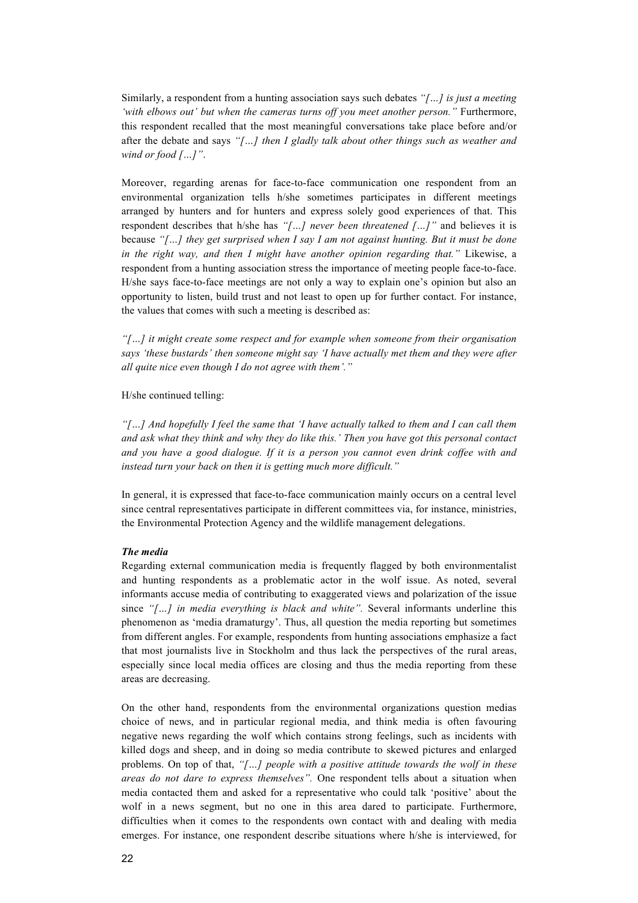Similarly, a respondent from a hunting association says such debates *"[…] is just a meeting 'with elbows out' but when the cameras turns off you meet another person."* Furthermore, this respondent recalled that the most meaningful conversations take place before and/or after the debate and says *"[…] then I gladly talk about other things such as weather and wind or food […]"*.

Moreover, regarding arenas for face-to-face communication one respondent from an environmental organization tells h/she sometimes participates in different meetings arranged by hunters and for hunters and express solely good experiences of that. This respondent describes that h/she has *"[…] never been threatened […]"* and believes it is because *"[…] they get surprised when I say I am not against hunting. But it must be done in the right way, and then I might have another opinion regarding that."* Likewise, a respondent from a hunting association stress the importance of meeting people face-to-face. H/she says face-to-face meetings are not only a way to explain one's opinion but also an opportunity to listen, build trust and not least to open up for further contact. For instance, the values that comes with such a meeting is described as:

*"[…] it might create some respect and for example when someone from their organisation says 'these bustards' then someone might say 'I have actually met them and they were after all quite nice even though I do not agree with them'."*

H/she continued telling:

*"[…] And hopefully I feel the same that 'I have actually talked to them and I can call them and ask what they think and why they do like this.' Then you have got this personal contact and you have a good dialogue. If it is a person you cannot even drink coffee with and instead turn your back on then it is getting much more difficult."*

In general, it is expressed that face-to-face communication mainly occurs on a central level since central representatives participate in different committees via, for instance, ministries, the Environmental Protection Agency and the wildlife management delegations.

***The media***

Regarding external communication media is frequently flagged by both environmentalist and hunting respondents as a problematic actor in the wolf issue. As noted, several informants accuse media of contributing to exaggerated views and polarization of the issue since *"[…] in media everything is black and white".* Several informants underline this phenomenon as 'media dramaturgy'. Thus, all question the media reporting but sometimes from different angles. For example, respondents from hunting associations emphasize a fact that most journalists live in Stockholm and thus lack the perspectives of the rural areas, especially since local media offices are closing and thus the media reporting from these areas are decreasing.

On the other hand, respondents from the environmental organizations question medias choice of news, and in particular regional media, and think media is often favouring negative news regarding the wolf which contains strong feelings, such as incidents with killed dogs and sheep, and in doing so media contribute to skewed pictures and enlarged problems. On top of that, *"[…] people with a positive attitude towards the wolf in these areas do not dare to express themselves".* One respondent tells about a situation when media contacted them and asked for a representative who could talk 'positive' about the wolf in a news segment, but no one in this area dared to participate. Furthermore, difficulties when it comes to the respondents own contact with and dealing with media emerges. For instance, one respondent describe situations where h/she is interviewed, for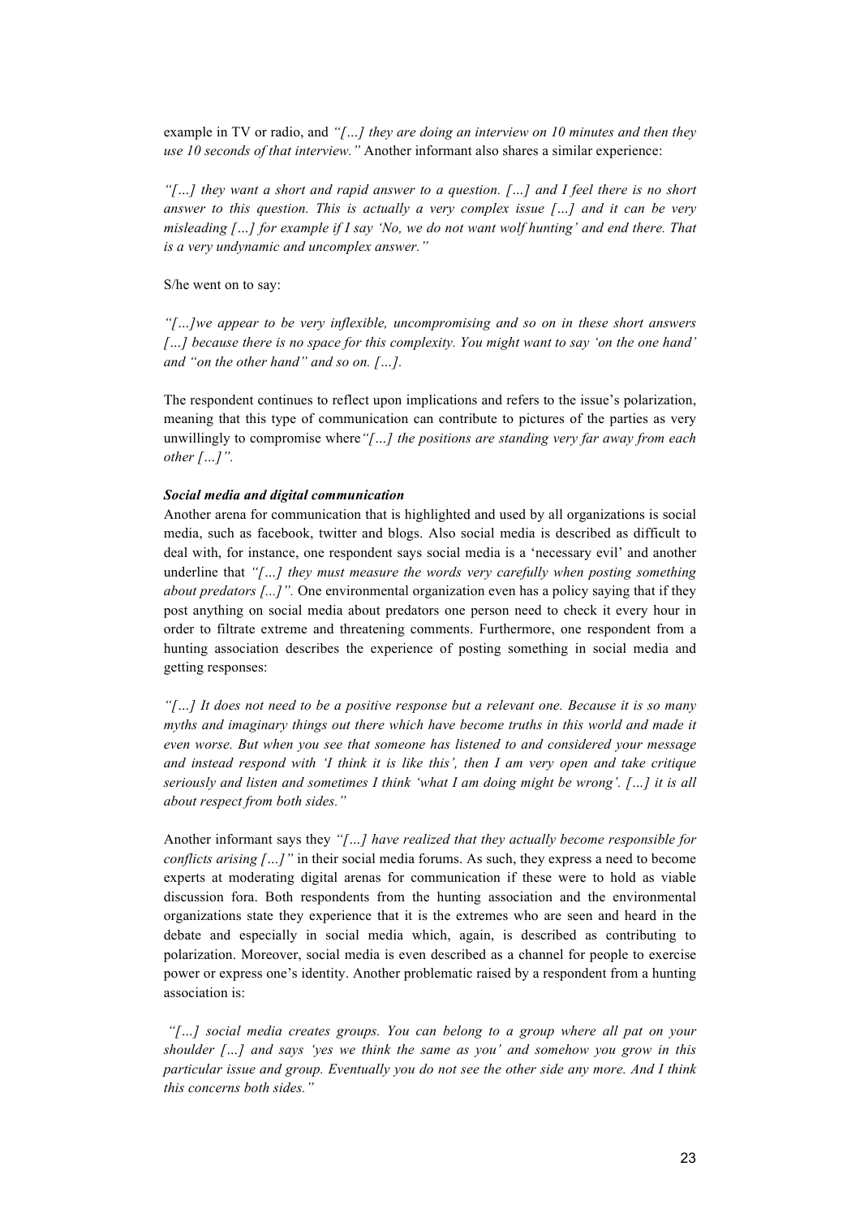example in TV or radio, and *"[…] they are doing an interview on 10 minutes and then they use 10 seconds of that interview."* Another informant also shares a similar experience:

*"[…] they want a short and rapid answer to a question. […] and I feel there is no short answer to this question. This is actually a very complex issue […] and it can be very misleading […] for example if I say 'No, we do not want wolf hunting' and end there. That is a very undynamic and uncomplex answer."*

S/he went on to say:

*"[…]we appear to be very inflexible, uncompromising and so on in these short answers […] because there is no space for this complexity. You might want to say 'on the one hand' and "on the other hand" and so on. […].*

The respondent continues to reflect upon implications and refers to the issue's polarization, meaning that this type of communication can contribute to pictures of the parties as very unwillingly to compromise where*"[…] the positions are standing very far away from each other […]".*

***Social media and digital communication***

Another arena for communication that is highlighted and used by all organizations is social media, such as facebook, twitter and blogs. Also social media is described as difficult to deal with, for instance, one respondent says social media is a 'necessary evil' and another underline that *"[…] they must measure the words very carefully when posting something about predators [...]".* One environmental organization even has a policy saying that if they post anything on social media about predators one person need to check it every hour in order to filtrate extreme and threatening comments. Furthermore, one respondent from a hunting association describes the experience of posting something in social media and getting responses:

*"[…] It does not need to be a positive response but a relevant one. Because it is so many myths and imaginary things out there which have become truths in this world and made it even worse. But when you see that someone has listened to and considered your message and instead respond with 'I think it is like this', then I am very open and take critique seriously and listen and sometimes I think 'what I am doing might be wrong'. […] it is all about respect from both sides."*

Another informant says they *"[…] have realized that they actually become responsible for conflicts arising […]"* in their social media forums. As such, they express a need to become experts at moderating digital arenas for communication if these were to hold as viable discussion fora. Both respondents from the hunting association and the environmental organizations state they experience that it is the extremes who are seen and heard in the debate and especially in social media which, again, is described as contributing to polarization. Moreover, social media is even described as a channel for people to exercise power or express one's identity. Another problematic raised by a respondent from a hunting association is:

*"[…] social media creates groups. You can belong to a group where all pat on your shoulder […] and says 'yes we think the same as you' and somehow you grow in this particular issue and group. Eventually you do not see the other side any more. And I think this concerns both sides."*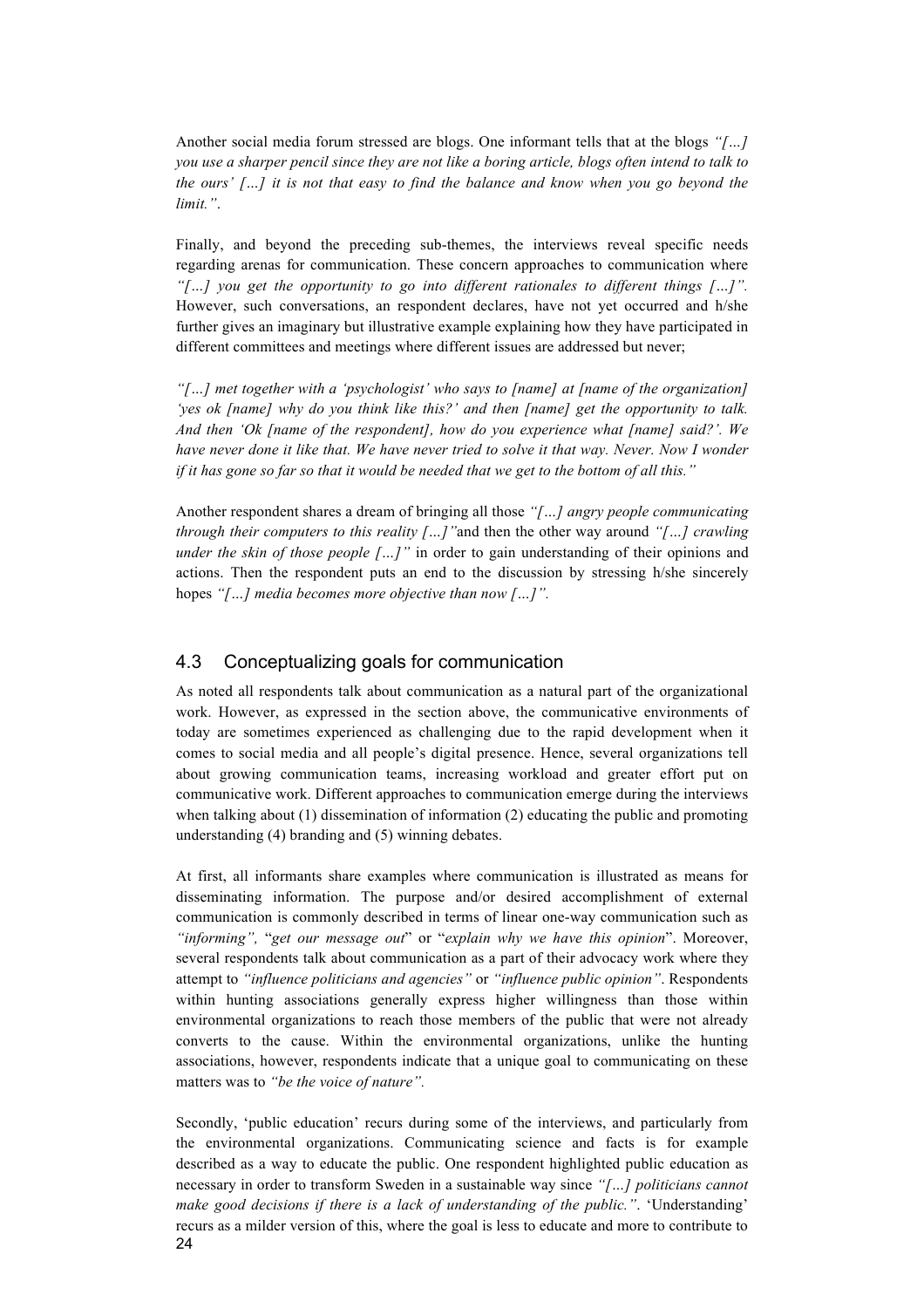Another social media forum stressed are blogs. One informant tells that at the blogs *"[…] you use a sharper pencil since they are not like a boring article, blogs often intend to talk to the ours' […] it is not that easy to find the balance and know when you go beyond the limit."*.

Finally, and beyond the preceding sub-themes, the interviews reveal specific needs regarding arenas for communication. These concern approaches to communication where *"[…] you get the opportunity to go into different rationales to different things […]".* However, such conversations, an respondent declares, have not yet occurred and h/she further gives an imaginary but illustrative example explaining how they have participated in different committees and meetings where different issues are addressed but never;

*"[…] met together with a 'psychologist' who says to [name] at [name of the organization] 'yes ok [name] why do you think like this?' and then [name] get the opportunity to talk. And then 'Ok [name of the respondent], how do you experience what [name] said?'. We have never done it like that. We have never tried to solve it that way. Never. Now I wonder if it has gone so far so that it would be needed that we get to the bottom of all this."*

Another respondent shares a dream of bringing all those *"[…] angry people communicating through their computers to this reality […]"*and then the other way around *"[…] crawling under the skin of those people […]"* in order to gain understanding of their opinions and actions. Then the respondent puts an end to the discussion by stressing h/she sincerely hopes *"[…] media becomes more objective than now […]".*

## 4.3 Conceptualizing goals for communication

As noted all respondents talk about communication as a natural part of the organizational work. However, as expressed in the section above, the communicative environments of today are sometimes experienced as challenging due to the rapid development when it comes to social media and all people's digital presence. Hence, several organizations tell about growing communication teams, increasing workload and greater effort put on communicative work. Different approaches to communication emerge during the interviews when talking about (1) dissemination of information (2) educating the public and promoting understanding (4) branding and (5) winning debates.

At first, all informants share examples where communication is illustrated as means for disseminating information. The purpose and/or desired accomplishment of external communication is commonly described in terms of linear one-way communication such as *"informing",* "*get our message out*" or "*explain why we have this opinion*". Moreover, several respondents talk about communication as a part of their advocacy work where they attempt to *"influence politicians and agencies"* or *"influence public opinion"*. Respondents within hunting associations generally express higher willingness than those within environmental organizations to reach those members of the public that were not already converts to the cause. Within the environmental organizations, unlike the hunting associations, however, respondents indicate that a unique goal to communicating on these matters was to *"be the voice of nature".*

Secondly, 'public education' recurs during some of the interviews, and particularly from the environmental organizations. Communicating science and facts is for example described as a way to educate the public. One respondent highlighted public education as necessary in order to transform Sweden in a sustainable way since *"[…] politicians cannot make good decisions if there is a lack of understanding of the public."*. 'Understanding' recurs as a milder version of this, where the goal is less to educate and more to contribute to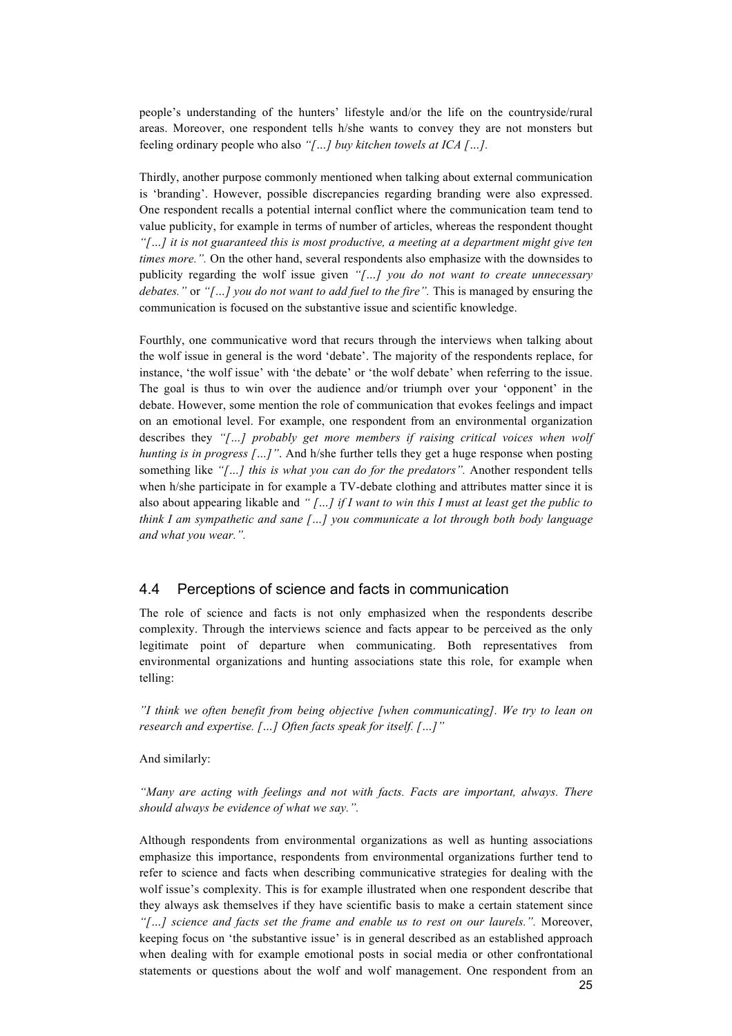people's understanding of the hunters' lifestyle and/or the life on the countryside/rural areas. Moreover, one respondent tells h/she wants to convey they are not monsters but feeling ordinary people who also *"[…] buy kitchen towels at ICA […].*

Thirdly, another purpose commonly mentioned when talking about external communication is 'branding'. However, possible discrepancies regarding branding were also expressed. One respondent recalls a potential internal conflict where the communication team tend to value publicity, for example in terms of number of articles, whereas the respondent thought *"[…] it is not guaranteed this is most productive, a meeting at a department might give ten times more.".* On the other hand, several respondents also emphasize with the downsides to publicity regarding the wolf issue given *"[…] you do not want to create unnecessary debates."* or *"[…] you do not want to add fuel to the fire".* This is managed by ensuring the communication is focused on the substantive issue and scientific knowledge.

Fourthly, one communicative word that recurs through the interviews when talking about the wolf issue in general is the word 'debate'. The majority of the respondents replace, for instance, 'the wolf issue' with 'the debate' or 'the wolf debate' when referring to the issue. The goal is thus to win over the audience and/or triumph over your 'opponent' in the debate. However, some mention the role of communication that evokes feelings and impact on an emotional level. For example, one respondent from an environmental organization describes they *"[…] probably get more members if raising critical voices when wolf hunting is in progress […]"*. And h/she further tells they get a huge response when posting something like *"[…] this is what you can do for the predators".* Another respondent tells when h/she participate in for example a TV-debate clothing and attributes matter since it is also about appearing likable and *" […] if I want to win this I must at least get the public to think I am sympathetic and sane […] you communicate a lot through both body language and what you wear.".*

## 4.4 Perceptions of science and facts in communication

The role of science and facts is not only emphasized when the respondents describe complexity. Through the interviews science and facts appear to be perceived as the only legitimate point of departure when communicating. Both representatives from environmental organizations and hunting associations state this role, for example when telling:

*"I think we often benefit from being objective [when communicating]. We try to lean on research and expertise. […] Often facts speak for itself. […]"*

And similarly:

*"Many are acting with feelings and not with facts. Facts are important, always. There should always be evidence of what we say.".*

Although respondents from environmental organizations as well as hunting associations emphasize this importance, respondents from environmental organizations further tend to refer to science and facts when describing communicative strategies for dealing with the wolf issue's complexity. This is for example illustrated when one respondent describe that they always ask themselves if they have scientific basis to make a certain statement since *"[…] science and facts set the frame and enable us to rest on our laurels.".* Moreover, keeping focus on 'the substantive issue' is in general described as an established approach when dealing with for example emotional posts in social media or other confrontational statements or questions about the wolf and wolf management. One respondent from an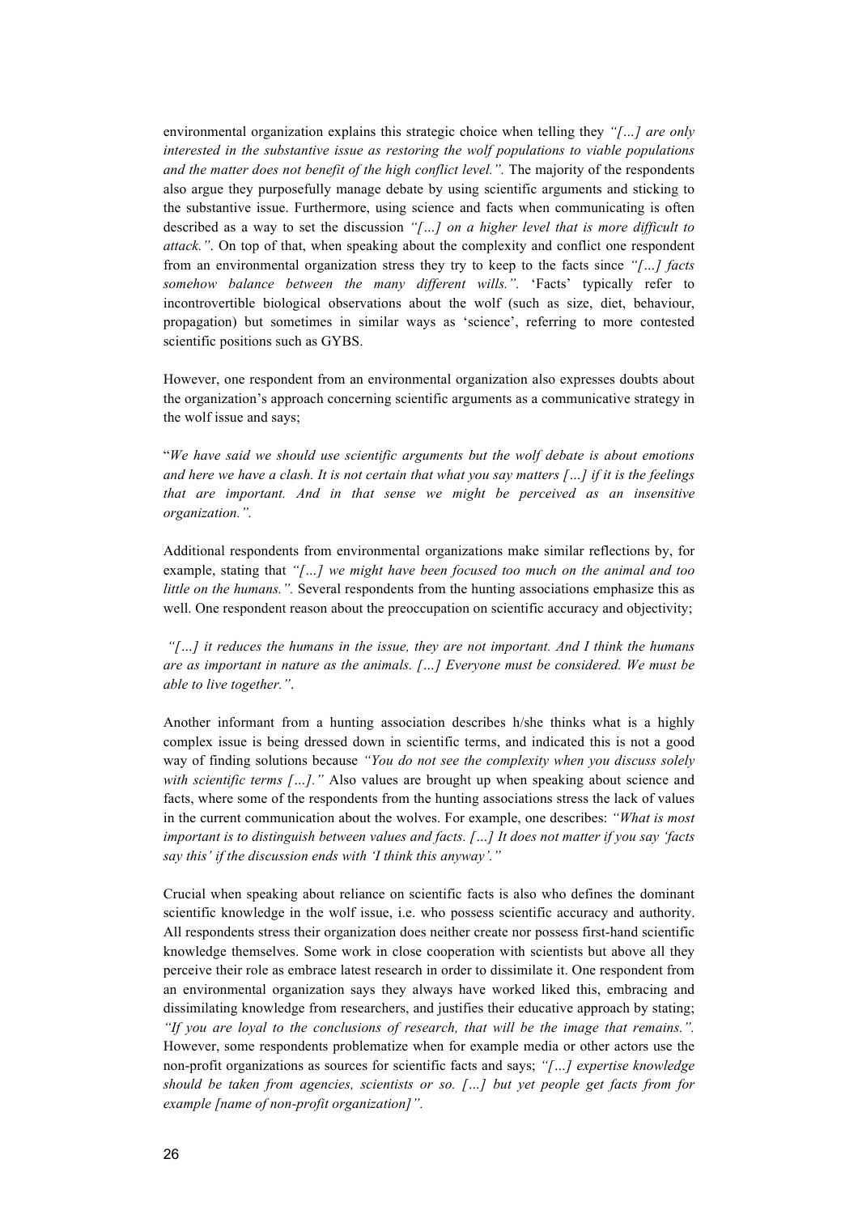environmental organization explains this strategic choice when telling they *"[…] are only interested in the substantive issue as restoring the wolf populations to viable populations and the matter does not benefit of the high conflict level."*. The majority of the respondents also argue they purposefully manage debate by using scientific arguments and sticking to the substantive issue. Furthermore, using science and facts when communicating is often described as a way to set the discussion *"[…] on a higher level that is more difficult to attack."*. On top of that, when speaking about the complexity and conflict one respondent from an environmental organization stress they try to keep to the facts since *"[…] facts somehow balance between the many different wills."*. 'Facts' typically refer to incontrovertible biological observations about the wolf (such as size, diet, behaviour, propagation) but sometimes in similar ways as 'science', referring to more contested scientific positions such as GYBS.

However, one respondent from an environmental organization also expresses doubts about the organization's approach concerning scientific arguments as a communicative strategy in the wolf issue and says;

"*We have said we should use scientific arguments but the wolf debate is about emotions and here we have a clash. It is not certain that what you say matters […] if it is the feelings that are important. And in that sense we might be perceived as an insensitive organization."*.

Additional respondents from environmental organizations make similar reflections by, for example, stating that *"[…] we might have been focused too much on the animal and too little on the humans."*. Several respondents from the hunting associations emphasize this as well. One respondent reason about the preoccupation on scientific accuracy and objectivity;

*"[…] it reduces the humans in the issue, they are not important. And I think the humans are as important in nature as the animals. […] Everyone must be considered. We must be able to live together."*.

Another informant from a hunting association describes h/she thinks what is a highly complex issue is being dressed down in scientific terms, and indicated this is not a good way of finding solutions because *"You do not see the complexity when you discuss solely with scientific terms […]."* Also values are brought up when speaking about science and facts, where some of the respondents from the hunting associations stress the lack of values in the current communication about the wolves. For example, one describes: *"What is most important is to distinguish between values and facts. […] It does not matter if you say 'facts say this' if the discussion ends with 'I think this anyway'."*

Crucial when speaking about reliance on scientific facts is also who defines the dominant scientific knowledge in the wolf issue, i.e. who possess scientific accuracy and authority. All respondents stress their organization does neither create nor possess first-hand scientific knowledge themselves. Some work in close cooperation with scientists but above all they perceive their role as embrace latest research in order to dissimilate it. One respondent from an environmental organization says they always have worked liked this, embracing and dissimilating knowledge from researchers, and justifies their educative approach by stating; *"If you are loyal to the conclusions of research, that will be the image that remains."*. However, some respondents problematize when for example media or other actors use the non-profit organizations as sources for scientific facts and says; *"[…] expertise knowledge should be taken from agencies, scientists or so. […] but yet people get facts from for example [name of non-profit organization]"*.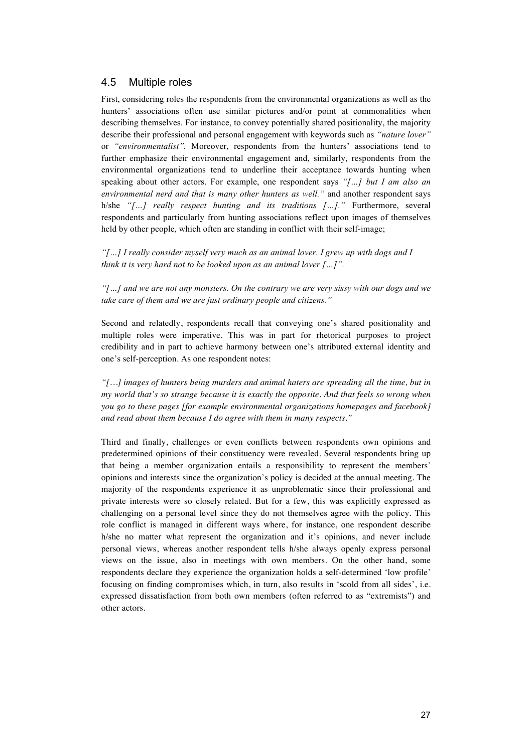## 4.5 Multiple roles

First, considering roles the respondents from the environmental organizations as well as the hunters' associations often use similar pictures and/or point at commonalities when describing themselves. For instance, to convey potentially shared positionality, the majority describe their professional and personal engagement with keywords such as *"nature lover"* or *"environmentalist".* Moreover, respondents from the hunters' associations tend to further emphasize their environmental engagement and, similarly, respondents from the environmental organizations tend to underline their acceptance towards hunting when speaking about other actors. For example, one respondent says *"[…] but I am also an environmental nerd and that is many other hunters as well."* and another respondent says h/she *"[…] really respect hunting and its traditions […]."* Furthermore, several respondents and particularly from hunting associations reflect upon images of themselves held by other people, which often are standing in conflict with their self-image;

*"[…] I really consider myself very much as an animal lover. I grew up with dogs and I think it is very hard not to be looked upon as an animal lover […]".*

*"[…] and we are not any monsters. On the contrary we are very sissy with our dogs and we take care of them and we are just ordinary people and citizens."*

Second and relatedly, respondents recall that conveying one's shared positionality and multiple roles were imperative. This was in part for rhetorical purposes to project credibility and in part to achieve harmony between one's attributed external identity and one's self-perception. As one respondent notes:

*"[…] images of hunters being murders and animal haters are spreading all the time, but in my world that's so strange because it is exactly the opposite. And that feels so wrong when you go to these pages [for example environmental organizations homepages and facebook] and read about them because I do agree with them in many respects."*

Third and finally, challenges or even conflicts between respondents own opinions and predetermined opinions of their constituency were revealed. Several respondents bring up that being a member organization entails a responsibility to represent the members' opinions and interests since the organization's policy is decided at the annual meeting. The majority of the respondents experience it as unproblematic since their professional and private interests were so closely related. But for a few, this was explicitly expressed as challenging on a personal level since they do not themselves agree with the policy. This role conflict is managed in different ways where, for instance, one respondent describe h/she no matter what represent the organization and it's opinions, and never include personal views, whereas another respondent tells h/she always openly express personal views on the issue, also in meetings with own members. On the other hand, some respondents declare they experience the organization holds a self-determined 'low profile' focusing on finding compromises which, in turn, also results in 'scold from all sides', i.e. expressed dissatisfaction from both own members (often referred to as "extremists") and other actors.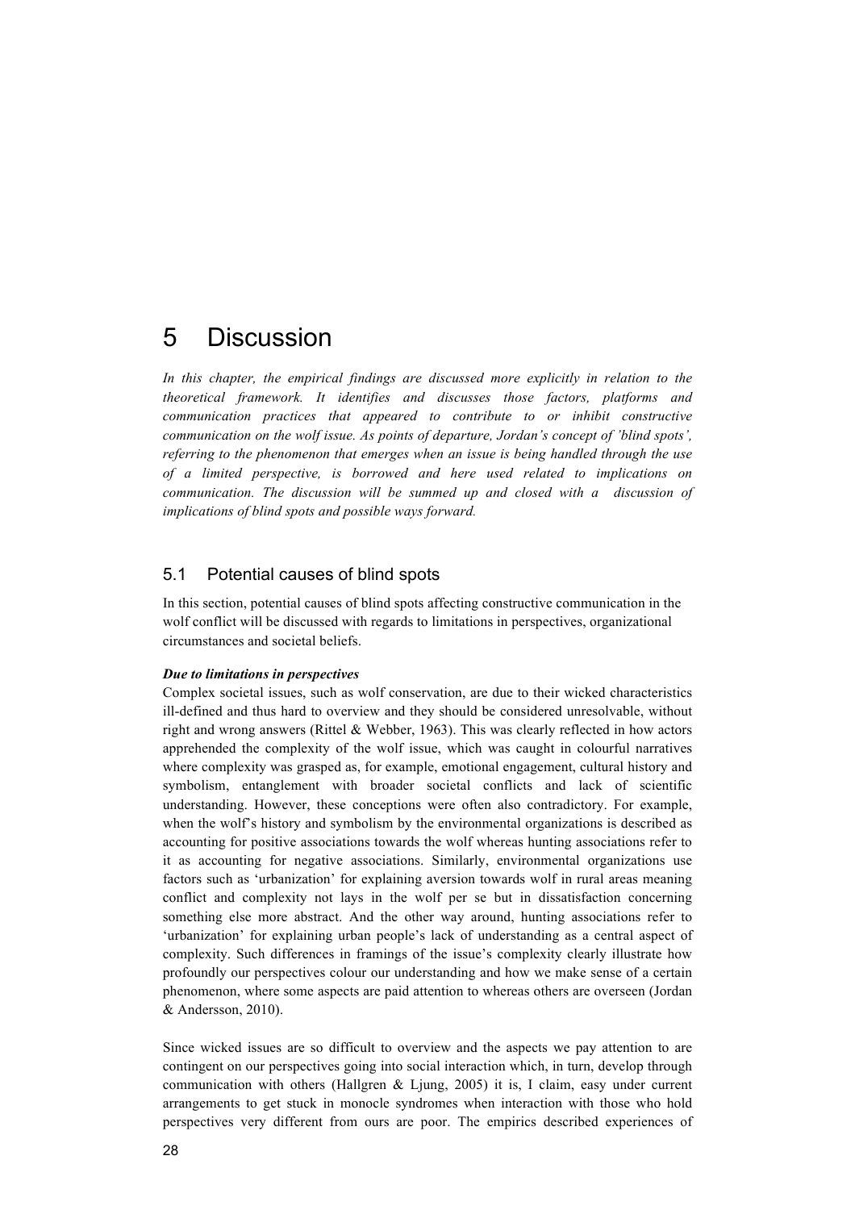# 5 Discussion

*In this chapter, the empirical findings are discussed more explicitly in relation to the theoretical framework. It identifies and discusses those factors, platforms and communication practices that appeared to contribute to or inhibit constructive communication on the wolf issue. As points of departure, Jordan's concept of 'blind spots', referring to the phenomenon that emerges when an issue is being handled through the use of a limited perspective, is borrowed and here used related to implications on communication. The discussion will be summed up and closed with a discussion of implications of blind spots and possible ways forward.*

## 5.1 Potential causes of blind spots

In this section, potential causes of blind spots affecting constructive communication in the wolf conflict will be discussed with regards to limitations in perspectives, organizational circumstances and societal beliefs.

***Due to limitations in perspectives***

Complex societal issues, such as wolf conservation, are due to their wicked characteristics ill-defined and thus hard to overview and they should be considered unresolvable, without right and wrong answers (Rittel & Webber, 1963). This was clearly reflected in how actors apprehended the complexity of the wolf issue, which was caught in colourful narratives where complexity was grasped as, for example, emotional engagement, cultural history and symbolism, entanglement with broader societal conflicts and lack of scientific understanding. However, these conceptions were often also contradictory. For example, when the wolf's history and symbolism by the environmental organizations is described as accounting for positive associations towards the wolf whereas hunting associations refer to it as accounting for negative associations. Similarly, environmental organizations use factors such as 'urbanization' for explaining aversion towards wolf in rural areas meaning conflict and complexity not lays in the wolf per se but in dissatisfaction concerning something else more abstract. And the other way around, hunting associations refer to 'urbanization' for explaining urban people's lack of understanding as a central aspect of complexity. Such differences in framings of the issue's complexity clearly illustrate how profoundly our perspectives colour our understanding and how we make sense of a certain phenomenon, where some aspects are paid attention to whereas others are overseen (Jordan & Andersson, 2010).

Since wicked issues are so difficult to overview and the aspects we pay attention to are contingent on our perspectives going into social interaction which, in turn, develop through communication with others (Hallgren & Ljung, 2005) it is, I claim, easy under current arrangements to get stuck in monocle syndromes when interaction with those who hold perspectives very different from ours are poor. The empirics described experiences of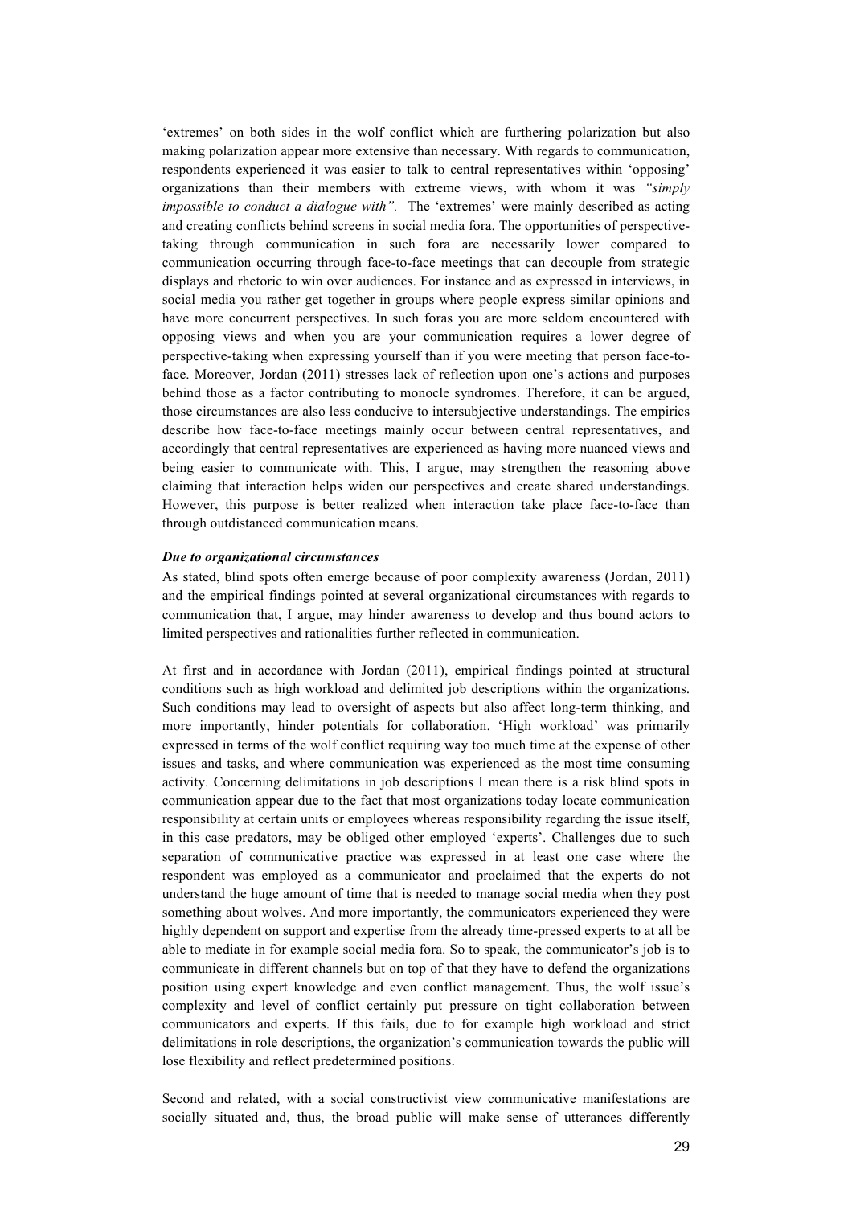'extremes' on both sides in the wolf conflict which are furthering polarization but also making polarization appear more extensive than necessary. With regards to communication, respondents experienced it was easier to talk to central representatives within 'opposing' organizations than their members with extreme views, with whom it was *"simply impossible to conduct a dialogue with".* The 'extremes' were mainly described as acting and creating conflicts behind screens in social media fora. The opportunities of perspective-taking through communication in such fora are necessarily lower compared to communication occurring through face-to-face meetings that can decouple from strategic displays and rhetoric to win over audiences. For instance and as expressed in interviews, in social media you rather get together in groups where people express similar opinions and have more concurrent perspectives. In such foras you are more seldom encountered with opposing views and when you are your communication requires a lower degree of perspective-taking when expressing yourself than if you were meeting that person face-to-face. Moreover, Jordan (2011) stresses lack of reflection upon one's actions and purposes behind those as a factor contributing to monocle syndromes. Therefore, it can be argued, those circumstances are also less conducive to intersubjective understandings. The empirics describe how face-to-face meetings mainly occur between central representatives, and accordingly that central representatives are experienced as having more nuanced views and being easier to communicate with. This, I argue, may strengthen the reasoning above claiming that interaction helps widen our perspectives and create shared understandings. However, this purpose is better realized when interaction take place face-to-face than through outdistanced communication means.

***Due to organizational circumstances***

As stated, blind spots often emerge because of poor complexity awareness (Jordan, 2011) and the empirical findings pointed at several organizational circumstances with regards to communication that, I argue, may hinder awareness to develop and thus bound actors to limited perspectives and rationalities further reflected in communication.

At first and in accordance with Jordan (2011), empirical findings pointed at structural conditions such as high workload and delimited job descriptions within the organizations. Such conditions may lead to oversight of aspects but also affect long-term thinking, and more importantly, hinder potentials for collaboration. 'High workload' was primarily expressed in terms of the wolf conflict requiring way too much time at the expense of other issues and tasks, and where communication was experienced as the most time consuming activity. Concerning delimitations in job descriptions I mean there is a risk blind spots in communication appear due to the fact that most organizations today locate communication responsibility at certain units or employees whereas responsibility regarding the issue itself, in this case predators, may be obliged other employed 'experts'. Challenges due to such separation of communicative practice was expressed in at least one case where the respondent was employed as a communicator and proclaimed that the experts do not understand the huge amount of time that is needed to manage social media when they post something about wolves. And more importantly, the communicators experienced they were highly dependent on support and expertise from the already time-pressed experts to at all be able to mediate in for example social media fora. So to speak, the communicator's job is to communicate in different channels but on top of that they have to defend the organizations position using expert knowledge and even conflict management. Thus, the wolf issue's complexity and level of conflict certainly put pressure on tight collaboration between communicators and experts. If this fails, due to for example high workload and strict delimitations in role descriptions, the organization's communication towards the public will lose flexibility and reflect predetermined positions.

Second and related, with a social constructivist view communicative manifestations are socially situated and, thus, the broad public will make sense of utterances differently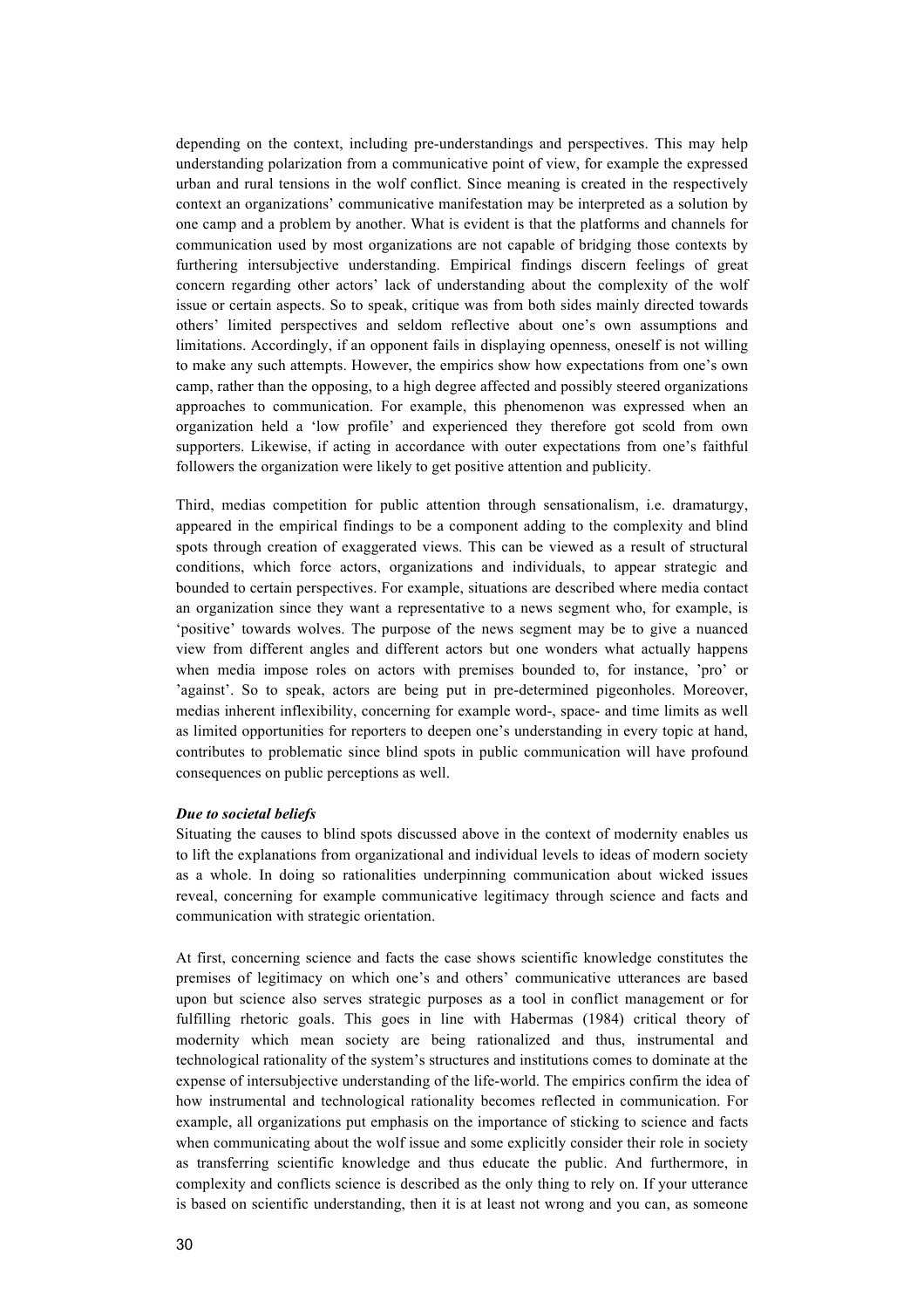depending on the context, including pre-understandings and perspectives. This may help understanding polarization from a communicative point of view, for example the expressed urban and rural tensions in the wolf conflict. Since meaning is created in the respectively context an organizations' communicative manifestation may be interpreted as a solution by one camp and a problem by another. What is evident is that the platforms and channels for communication used by most organizations are not capable of bridging those contexts by furthering intersubjective understanding. Empirical findings discern feelings of great concern regarding other actors' lack of understanding about the complexity of the wolf issue or certain aspects. So to speak, critique was from both sides mainly directed towards others' limited perspectives and seldom reflective about one's own assumptions and limitations. Accordingly, if an opponent fails in displaying openness, oneself is not willing to make any such attempts. However, the empirics show how expectations from one's own camp, rather than the opposing, to a high degree affected and possibly steered organizations approaches to communication. For example, this phenomenon was expressed when an organization held a 'low profile' and experienced they therefore got scold from own supporters. Likewise, if acting in accordance with outer expectations from one's faithful followers the organization were likely to get positive attention and publicity.

Third, medias competition for public attention through sensationalism, i.e. dramaturgy, appeared in the empirical findings to be a component adding to the complexity and blind spots through creation of exaggerated views. This can be viewed as a result of structural conditions, which force actors, organizations and individuals, to appear strategic and bounded to certain perspectives. For example, situations are described where media contact an organization since they want a representative to a news segment who, for example, is 'positive' towards wolves. The purpose of the news segment may be to give a nuanced view from different angles and different actors but one wonders what actually happens when media impose roles on actors with premises bounded to, for instance, 'pro' or 'against'. So to speak, actors are being put in pre-determined pigeonholes. Moreover, medias inherent inflexibility, concerning for example word-, space- and time limits as well as limited opportunities for reporters to deepen one's understanding in every topic at hand, contributes to problematic since blind spots in public communication will have profound consequences on public perceptions as well.

***Due to societal beliefs***

Situating the causes to blind spots discussed above in the context of modernity enables us to lift the explanations from organizational and individual levels to ideas of modern society as a whole. In doing so rationalities underpinning communication about wicked issues reveal, concerning for example communicative legitimacy through science and facts and communication with strategic orientation.

At first, concerning science and facts the case shows scientific knowledge constitutes the premises of legitimacy on which one's and others' communicative utterances are based upon but science also serves strategic purposes as a tool in conflict management or for fulfilling rhetoric goals. This goes in line with Habermas (1984) critical theory of modernity which mean society are being rationalized and thus, instrumental and technological rationality of the system's structures and institutions comes to dominate at the expense of intersubjective understanding of the life-world. The empirics confirm the idea of how instrumental and technological rationality becomes reflected in communication. For example, all organizations put emphasis on the importance of sticking to science and facts when communicating about the wolf issue and some explicitly consider their role in society as transferring scientific knowledge and thus educate the public. And furthermore, in complexity and conflicts science is described as the only thing to rely on. If your utterance is based on scientific understanding, then it is at least not wrong and you can, as someone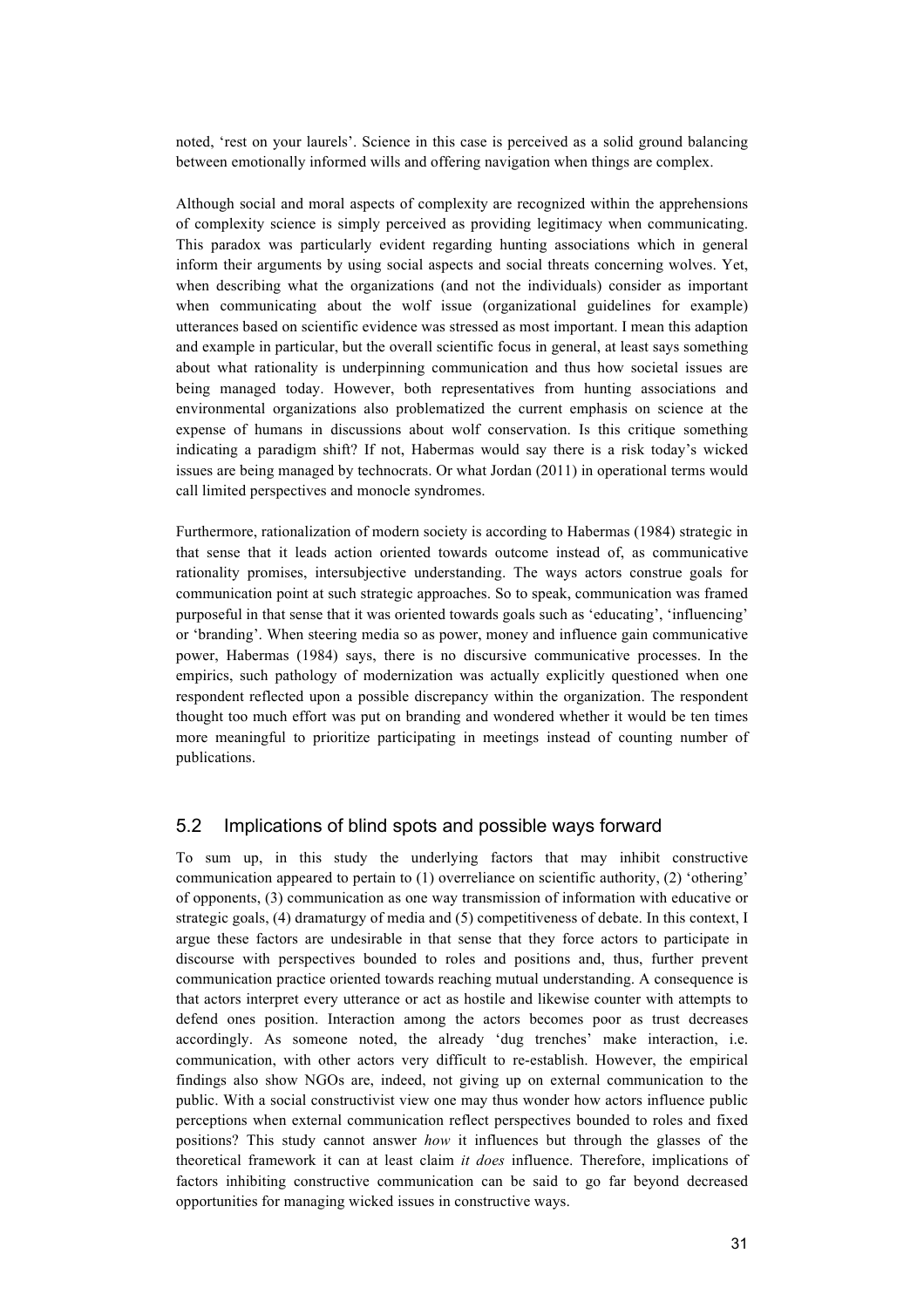noted, 'rest on your laurels'. Science in this case is perceived as a solid ground balancing between emotionally informed wills and offering navigation when things are complex.

Although social and moral aspects of complexity are recognized within the apprehensions of complexity science is simply perceived as providing legitimacy when communicating. This paradox was particularly evident regarding hunting associations which in general inform their arguments by using social aspects and social threats concerning wolves. Yet, when describing what the organizations (and not the individuals) consider as important when communicating about the wolf issue (organizational guidelines for example) utterances based on scientific evidence was stressed as most important. I mean this adaption and example in particular, but the overall scientific focus in general, at least says something about what rationality is underpinning communication and thus how societal issues are being managed today. However, both representatives from hunting associations and environmental organizations also problematized the current emphasis on science at the expense of humans in discussions about wolf conservation. Is this critique something indicating a paradigm shift? If not, Habermas would say there is a risk today's wicked issues are being managed by technocrats. Or what Jordan (2011) in operational terms would call limited perspectives and monocle syndromes.

Furthermore, rationalization of modern society is according to Habermas (1984) strategic in that sense that it leads action oriented towards outcome instead of, as communicative rationality promises, intersubjective understanding. The ways actors construe goals for communication point at such strategic approaches. So to speak, communication was framed purposeful in that sense that it was oriented towards goals such as 'educating', 'influencing' or 'branding'. When steering media so as power, money and influence gain communicative power, Habermas (1984) says, there is no discursive communicative processes. In the empirics, such pathology of modernization was actually explicitly questioned when one respondent reflected upon a possible discrepancy within the organization. The respondent thought too much effort was put on branding and wondered whether it would be ten times more meaningful to prioritize participating in meetings instead of counting number of publications.

## 5.2 Implications of blind spots and possible ways forward

To sum up, in this study the underlying factors that may inhibit constructive communication appeared to pertain to (1) overreliance on scientific authority, (2) 'othering' of opponents, (3) communication as one way transmission of information with educative or strategic goals, (4) dramaturgy of media and (5) competitiveness of debate. In this context, I argue these factors are undesirable in that sense that they force actors to participate in discourse with perspectives bounded to roles and positions and, thus, further prevent communication practice oriented towards reaching mutual understanding. A consequence is that actors interpret every utterance or act as hostile and likewise counter with attempts to defend ones position. Interaction among the actors becomes poor as trust decreases accordingly. As someone noted, the already 'dug trenches' make interaction, i.e. communication, with other actors very difficult to re-establish. However, the empirical findings also show NGOs are, indeed, not giving up on external communication to the public. With a social constructivist view one may thus wonder how actors influence public perceptions when external communication reflect perspectives bounded to roles and fixed positions? This study cannot answer *how* it influences but through the glasses of the theoretical framework it can at least claim *it does* influence. Therefore, implications of factors inhibiting constructive communication can be said to go far beyond decreased opportunities for managing wicked issues in constructive ways.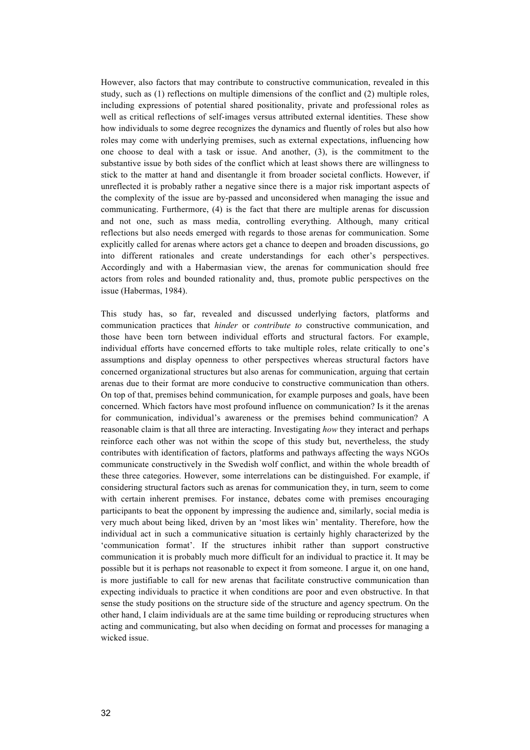However, also factors that may contribute to constructive communication, revealed in this study, such as (1) reflections on multiple dimensions of the conflict and (2) multiple roles, including expressions of potential shared positionality, private and professional roles as well as critical reflections of self-images versus attributed external identities. These show how individuals to some degree recognizes the dynamics and fluently of roles but also how roles may come with underlying premises, such as external expectations, influencing how one choose to deal with a task or issue. And another, (3), is the commitment to the substantive issue by both sides of the conflict which at least shows there are willingness to stick to the matter at hand and disentangle it from broader societal conflicts. However, if unreflected it is probably rather a negative since there is a major risk important aspects of the complexity of the issue are by-passed and unconsidered when managing the issue and communicating. Furthermore, (4) is the fact that there are multiple arenas for discussion and not one, such as mass media, controlling everything. Although, many critical reflections but also needs emerged with regards to those arenas for communication. Some explicitly called for arenas where actors get a chance to deepen and broaden discussions, go into different rationales and create understandings for each other's perspectives. Accordingly and with a Habermasian view, the arenas for communication should free actors from roles and bounded rationality and, thus, promote public perspectives on the issue (Habermas, 1984).

This study has, so far, revealed and discussed underlying factors, platforms and communication practices that *hinder* or *contribute to* constructive communication, and those have been torn between individual efforts and structural factors. For example, individual efforts have concerned efforts to take multiple roles, relate critically to one's assumptions and display openness to other perspectives whereas structural factors have concerned organizational structures but also arenas for communication, arguing that certain arenas due to their format are more conducive to constructive communication than others. On top of that, premises behind communication, for example purposes and goals, have been concerned. Which factors have most profound influence on communication? Is it the arenas for communication, individual's awareness or the premises behind communication? A reasonable claim is that all three are interacting. Investigating *how* they interact and perhaps reinforce each other was not within the scope of this study but, nevertheless, the study contributes with identification of factors, platforms and pathways affecting the ways NGOs communicate constructively in the Swedish wolf conflict, and within the whole breadth of these three categories. However, some interrelations can be distinguished. For example, if considering structural factors such as arenas for communication they, in turn, seem to come with certain inherent premises. For instance, debates come with premises encouraging participants to beat the opponent by impressing the audience and, similarly, social media is very much about being liked, driven by an 'most likes win' mentality. Therefore, how the individual act in such a communicative situation is certainly highly characterized by the 'communication format'. If the structures inhibit rather than support constructive communication it is probably much more difficult for an individual to practice it. It may be possible but it is perhaps not reasonable to expect it from someone. I argue it, on one hand, is more justifiable to call for new arenas that facilitate constructive communication than expecting individuals to practice it when conditions are poor and even obstructive. In that sense the study positions on the structure side of the structure and agency spectrum. On the other hand, I claim individuals are at the same time building or reproducing structures when acting and communicating, but also when deciding on format and processes for managing a wicked issue.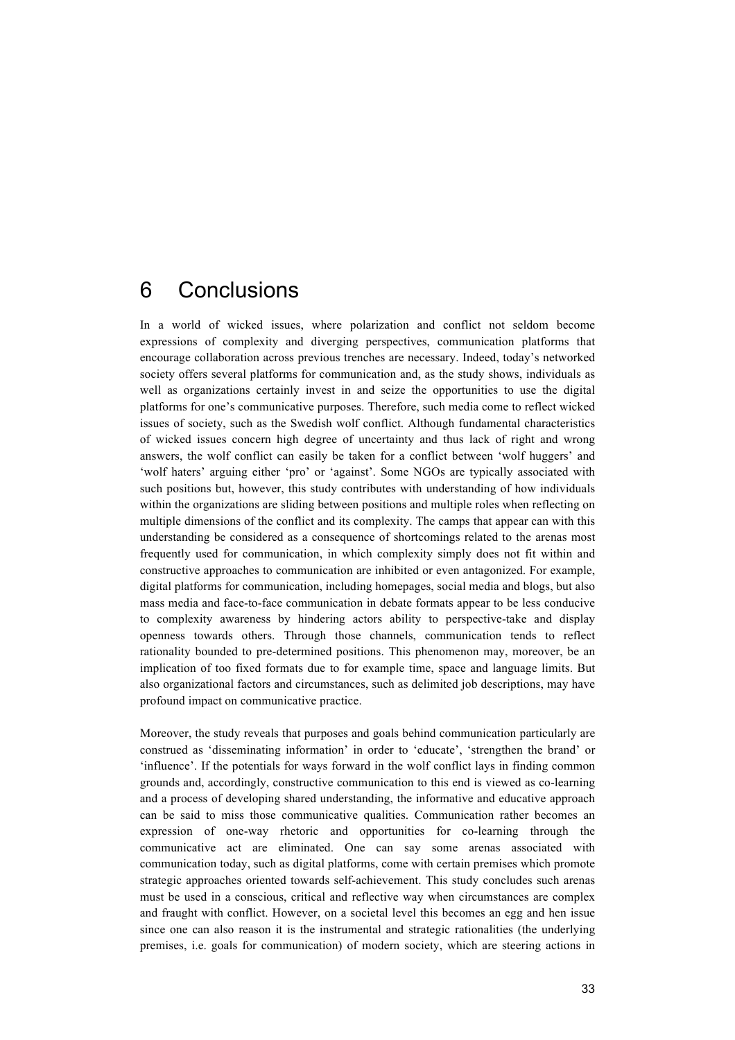# 6 Conclusions

In a world of wicked issues, where polarization and conflict not seldom become expressions of complexity and diverging perspectives, communication platforms that encourage collaboration across previous trenches are necessary. Indeed, today's networked society offers several platforms for communication and, as the study shows, individuals as well as organizations certainly invest in and seize the opportunities to use the digital platforms for one's communicative purposes. Therefore, such media come to reflect wicked issues of society, such as the Swedish wolf conflict. Although fundamental characteristics of wicked issues concern high degree of uncertainty and thus lack of right and wrong answers, the wolf conflict can easily be taken for a conflict between 'wolf huggers' and 'wolf haters' arguing either 'pro' or 'against'. Some NGOs are typically associated with such positions but, however, this study contributes with understanding of how individuals within the organizations are sliding between positions and multiple roles when reflecting on multiple dimensions of the conflict and its complexity. The camps that appear can with this understanding be considered as a consequence of shortcomings related to the arenas most frequently used for communication, in which complexity simply does not fit within and constructive approaches to communication are inhibited or even antagonized. For example, digital platforms for communication, including homepages, social media and blogs, but also mass media and face-to-face communication in debate formats appear to be less conducive to complexity awareness by hindering actors ability to perspective-take and display openness towards others. Through those channels, communication tends to reflect rationality bounded to pre-determined positions. This phenomenon may, moreover, be an implication of too fixed formats due to for example time, space and language limits. But also organizational factors and circumstances, such as delimited job descriptions, may have profound impact on communicative practice.

Moreover, the study reveals that purposes and goals behind communication particularly are construed as 'disseminating information' in order to 'educate', 'strengthen the brand' or 'influence'. If the potentials for ways forward in the wolf conflict lays in finding common grounds and, accordingly, constructive communication to this end is viewed as co-learning and a process of developing shared understanding, the informative and educative approach can be said to miss those communicative qualities. Communication rather becomes an expression of one-way rhetoric and opportunities for co-learning through the communicative act are eliminated. One can say some arenas associated with communication today, such as digital platforms, come with certain premises which promote strategic approaches oriented towards self-achievement. This study concludes such arenas must be used in a conscious, critical and reflective way when circumstances are complex and fraught with conflict. However, on a societal level this becomes an egg and hen issue since one can also reason it is the instrumental and strategic rationalities (the underlying premises, i.e. goals for communication) of modern society, which are steering actions in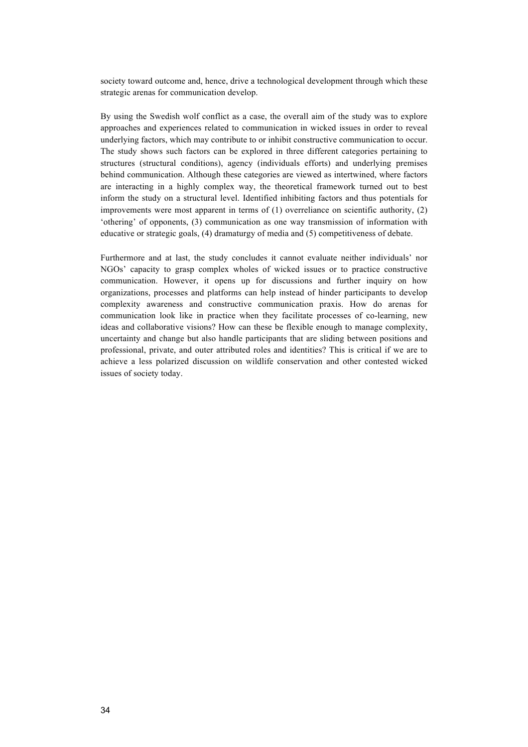society toward outcome and, hence, drive a technological development through which these strategic arenas for communication develop.

By using the Swedish wolf conflict as a case, the overall aim of the study was to explore approaches and experiences related to communication in wicked issues in order to reveal underlying factors, which may contribute to or inhibit constructive communication to occur. The study shows such factors can be explored in three different categories pertaining to structures (structural conditions), agency (individuals efforts) and underlying premises behind communication. Although these categories are viewed as intertwined, where factors are interacting in a highly complex way, the theoretical framework turned out to best inform the study on a structural level. Identified inhibiting factors and thus potentials for improvements were most apparent in terms of (1) overreliance on scientific authority, (2) 'othering' of opponents, (3) communication as one way transmission of information with educative or strategic goals, (4) dramaturgy of media and (5) competitiveness of debate.

Furthermore and at last, the study concludes it cannot evaluate neither individuals' nor NGOs' capacity to grasp complex wholes of wicked issues or to practice constructive communication. However, it opens up for discussions and further inquiry on how organizations, processes and platforms can help instead of hinder participants to develop complexity awareness and constructive communication praxis. How do arenas for communication look like in practice when they facilitate processes of co-learning, new ideas and collaborative visions? How can these be flexible enough to manage complexity, uncertainty and change but also handle participants that are sliding between positions and professional, private, and outer attributed roles and identities? This is critical if we are to achieve a less polarized discussion on wildlife conservation and other contested wicked issues of society today.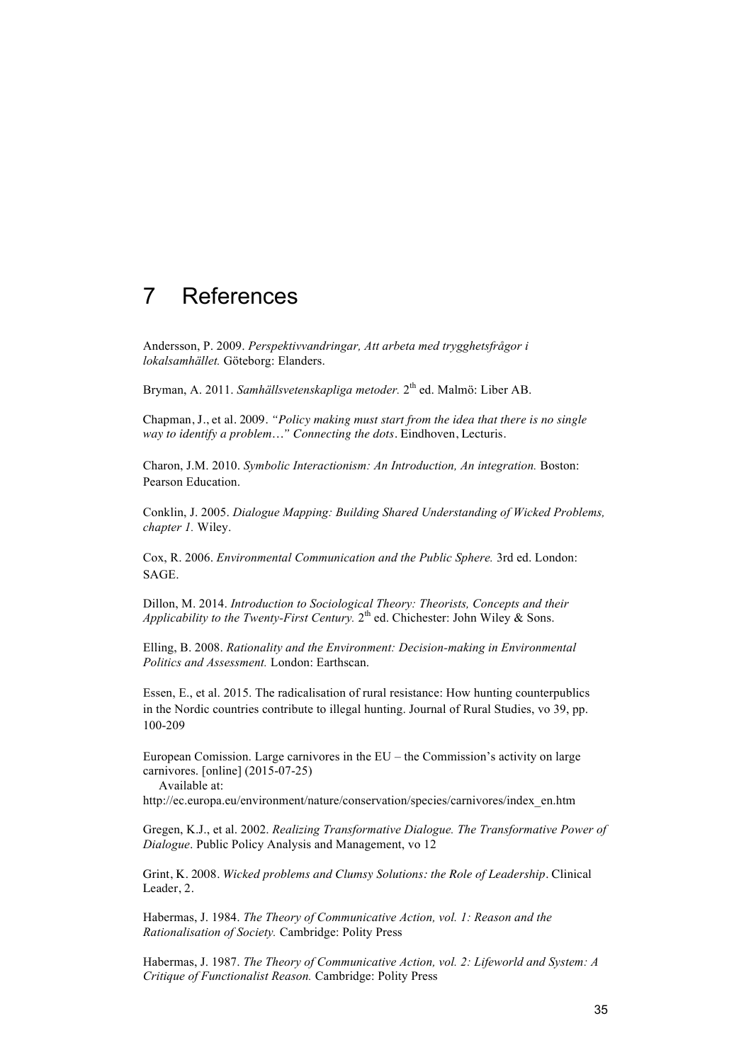# 7 References

Andersson, P. 2009. *Perspektivvandringar, Att arbeta med trygghetsfrågor i lokalsamhället.* Göteborg: Elanders.

Bryman, A. 2011. *Samhällsvetenskapliga metoder.* 2th ed. Malmö: Liber AB.

Chapman, J., et al. 2009. *"Policy making must start from the idea that there is no single way to identify a problem…" Connecting the dots*. Eindhoven, Lecturis.

Charon, J.M. 2010. *Symbolic Interactionism: An Introduction, An integration.* Boston: Pearson Education.

Conklin, J. 2005. *Dialogue Mapping: Building Shared Understanding of Wicked Problems, chapter 1.* Wiley.

Cox, R. 2006. *Environmental Communication and the Public Sphere.* 3rd ed. London: SAGE.

Dillon, M. 2014. *Introduction to Sociological Theory: Theorists, Concepts and their Applicability to the Twenty-First Century.* 2th ed. Chichester: John Wiley & Sons.

Elling, B. 2008. *Rationality and the Environment: Decision-making in Environmental Politics and Assessment.* London: Earthscan.

Essen, E., et al. 2015. The radicalisation of rural resistance: How hunting counterpublics in the Nordic countries contribute to illegal hunting. Journal of Rural Studies, vo 39, pp. 100-209

European Comission. Large carnivores in the EU – the Commission's activity on large carnivores. [online] (2015-07-25)
Available at:
http://ec.europa.eu/environment/nature/conservation/species/carnivores/index_en.htm

Gregen, K.J., et al. 2002. *Realizing Transformative Dialogue. The Transformative Power of Dialogue*. Public Policy Analysis and Management, vo 12

Grint, K. 2008. *Wicked problems and Clumsy Solutions: the Role of Leadership*. Clinical Leader, 2.

Habermas, J. 1984. *The Theory of Communicative Action, vol. 1: Reason and the Rationalisation of Society.* Cambridge: Polity Press

Habermas, J. 1987. *The Theory of Communicative Action, vol. 2: Lifeworld and System: A Critique of Functionalist Reason.* Cambridge: Polity Press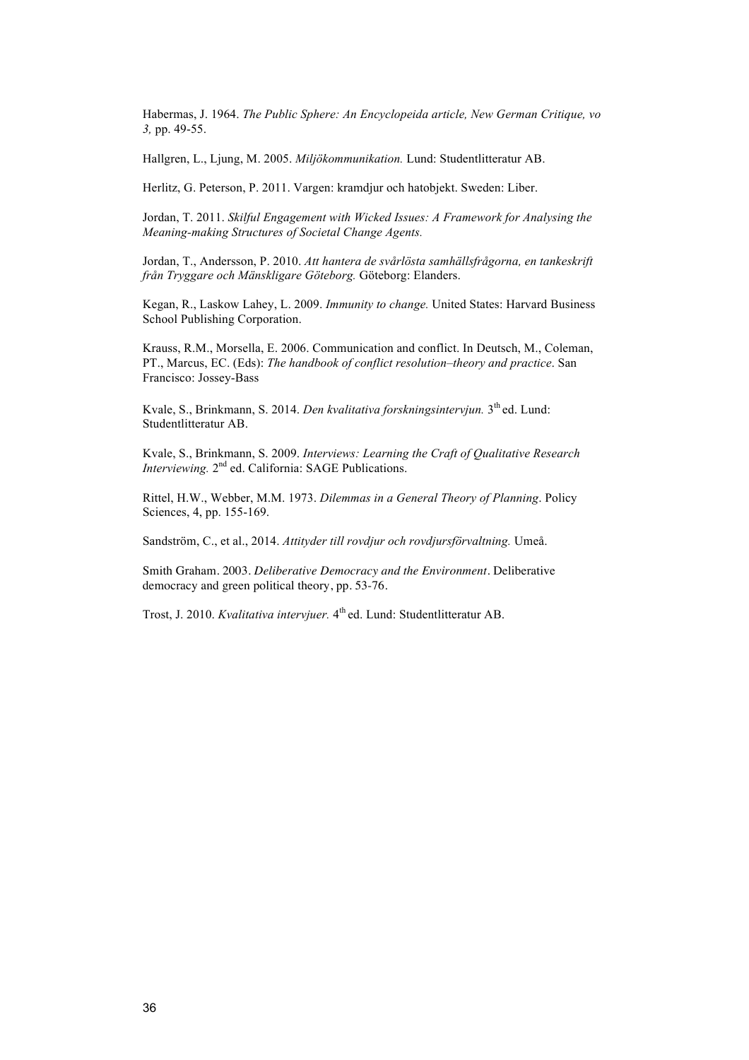Habermas, J. 1964. *The Public Sphere: An Encyclopeida article, New German Critique, vo 3,* pp. 49-55.

Hallgren, L., Ljung, M. 2005. *Miljökommunikation.* Lund: Studentlitteratur AB.

Herlitz, G. Peterson, P. 2011. Vargen: kramdjur och hatobjekt. Sweden: Liber.

Jordan, T. 2011. *Skilful Engagement with Wicked Issues: A Framework for Analysing the Meaning-making Structures of Societal Change Agents.*

Jordan, T., Andersson, P. 2010. *Att hantera de svårlösta samhällsfrågorna, en tankeskrift från Tryggare och Mänskligare Göteborg.* Göteborg: Elanders.

Kegan, R., Laskow Lahey, L. 2009. *Immunity to change.* United States: Harvard Business School Publishing Corporation.

Krauss, R.M., Morsella, E. 2006. Communication and conflict. In Deutsch, M., Coleman, PT., Marcus, EC. (Eds): *The handbook of conflict resolution–theory and practice*. San Francisco: Jossey-Bass

Kvale, S., Brinkmann, S. 2014. *Den kvalitativa forskningsintervjun.* 3th ed. Lund: Studentlitteratur AB.

Kvale, S., Brinkmann, S. 2009. *Interviews: Learning the Craft of Qualitative Research Interviewing.* 2nd ed. California: SAGE Publications.

Rittel, H.W., Webber, M.M. 1973. *Dilemmas in a General Theory of Planning*. Policy Sciences, 4, pp. 155-169.

Sandström, C., et al., 2014. *Attityder till rovdjur och rovdjursförvaltning.* Umeå.

Smith Graham. 2003. *Deliberative Democracy and the Environment*. Deliberative democracy and green political theory, pp. 53-76.

Trost, J. 2010. *Kvalitativa intervjuer.* 4th ed. Lund: Studentlitteratur AB.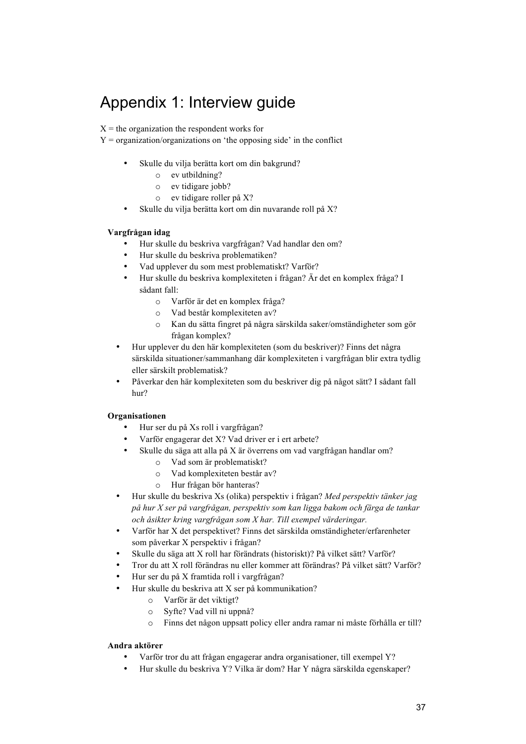# Appendix 1: Interview guide

X = the organization the respondent works for
Y = organization/organizations on 'the opposing side' in the conflict

- Skulle du vilja berätta kort om din bakgrund?
  - ev utbildning?
  - ev tidigare jobb?
  - ev tidigare roller på X?
- Skulle du vilja berätta kort om din nuvarande roll på X?

**Vargfrågan idag**

- Hur skulle du beskriva vargfrågan? Vad handlar den om?
- Hur skulle du beskriva problematiken?
- Vad upplever du som mest problematiskt? Varför?
- Hur skulle du beskriva komplexiteten i frågan? Är det en komplex fråga? I sådant fall:
  - Varför är det en komplex fråga?
  - Vad består komplexiteten av?
  - Kan du sätta fingret på några särskilda saker/omständigheter som gör frågan komplex?
- Hur upplever du den här komplexiteten (som du beskriver)? Finns det några särskilda situationer/sammanhang där komplexiteten i vargfrågan blir extra tydlig eller särskilt problematisk?
- Påverkar den här komplexiteten som du beskriver dig på något sätt? I sådant fall hur?

**Organisationen**

- Hur ser du på Xs roll i vargfrågan?
- Varför engagerar det X? Vad driver er i ert arbete?
- Skulle du säga att alla på X är överrens om vad vargfrågan handlar om?
  - Vad som är problematiskt?
  - Vad komplexiteten består av?
  - Hur frågan bör hanteras?
- Hur skulle du beskriva Xs (olika) perspektiv i frågan? *Med perspektiv tänker jag på hur X ser på vargfrågan, perspektiv som kan ligga bakom och färga de tankar och åsikter kring vargfrågan som X har. Till exempel värderingar.*
- Varför har X det perspektivet? Finns det särskilda omständigheter/erfarenheter som påverkar X perspektiv i frågan?
- Skulle du säga att X roll har förändrats (historiskt)? På vilket sätt? Varför?
- Tror du att X roll förändras nu eller kommer att förändras? På vilket sätt? Varför?
- Hur ser du på X framtida roll i vargfrågan?
- Hur skulle du beskriva att X ser på kommunikation?
  - Varför är det viktigt?
  - Syfte? Vad vill ni uppnå?
  - Finns det någon uppsatt policy eller andra ramar ni måste förhålla er till?

**Andra aktörer**

- Varför tror du att frågan engagerar andra organisationer, till exempel Y?
- Hur skulle du beskriva Y? Vilka är dom? Har Y några särskilda egenskaper?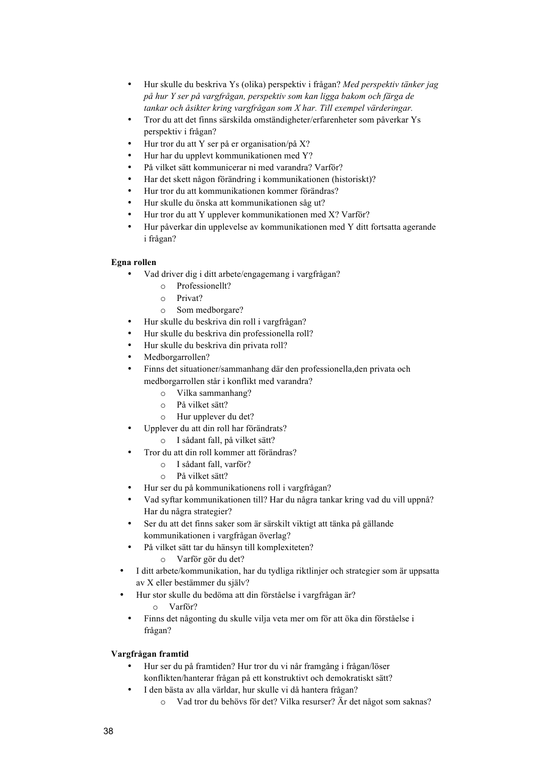- Hur skulle du beskriva Ys (olika) perspektiv i frågan? *Med perspektiv tänker jag på hur Y ser på vargfrågan, perspektiv som kan ligga bakom och färga de tankar och åsikter kring vargfrågan som X har. Till exempel värderingar.*
- Tror du att det finns särskilda omständigheter/erfarenheter som påverkar Ys perspektiv i frågan?
- Hur tror du att Y ser på er organisation/på X?
- Hur har du upplevt kommunikationen med Y?
- På vilket sätt kommunicerar ni med varandra? Varför?
- Har det skett någon förändring i kommunikationen (historiskt)?
- Hur tror du att kommunikationen kommer förändras?
- Hur skulle du önska att kommunikationen såg ut?
- Hur tror du att Y upplever kommunikationen med X? Varför?
- Hur påverkar din upplevelse av kommunikationen med Y ditt fortsatta agerande i frågan?

**Egna rollen**

- Vad driver dig i ditt arbete/engagemang i vargfrågan?
  - Professionellt?
  - Privat?
  - Som medborgare?
- Hur skulle du beskriva din roll i vargfrågan?
- Hur skulle du beskriva din professionella roll?
- Hur skulle du beskriva din privata roll?
- Medborgarrollen?
- Finns det situationer/sammanhang där den professionella,den privata och medborgarrollen står i konflikt med varandra?
  - Vilka sammanhang?
  - På vilket sätt?
  - Hur upplever du det?
- Upplever du att din roll har förändrats?
  - I sådant fall, på vilket sätt?
- Tror du att din roll kommer att förändras?
  - I sådant fall, varför?
  - På vilket sätt?
- Hur ser du på kommunikationens roll i vargfrågan?
- Vad syftar kommunikationen till? Har du några tankar kring vad du vill uppnå? Har du några strategier?
- Ser du att det finns saker som är särskilt viktigt att tänka på gällande kommunikationen i vargfrågan överlag?
- På vilket sätt tar du hänsyn till komplexiteten?
  - Varför gör du det?
- I ditt arbete/kommunikation, har du tydliga riktlinjer och strategier som är uppsatta av X eller bestämmer du själv?
- Hur stor skulle du bedöma att din förståelse i vargfrågan är?
  - Varför?
- Finns det någonting du skulle vilja veta mer om för att öka din förståelse i frågan?

**Vargfrågan framtid**

- Hur ser du på framtiden? Hur tror du vi når framgång i frågan/löser konflikten/hanterar frågan på ett konstruktivt och demokratiskt sätt?
- I den bästa av alla världar, hur skulle vi då hantera frågan?
  - Vad tror du behövs för det? Vilka resurser? Är det något som saknas?